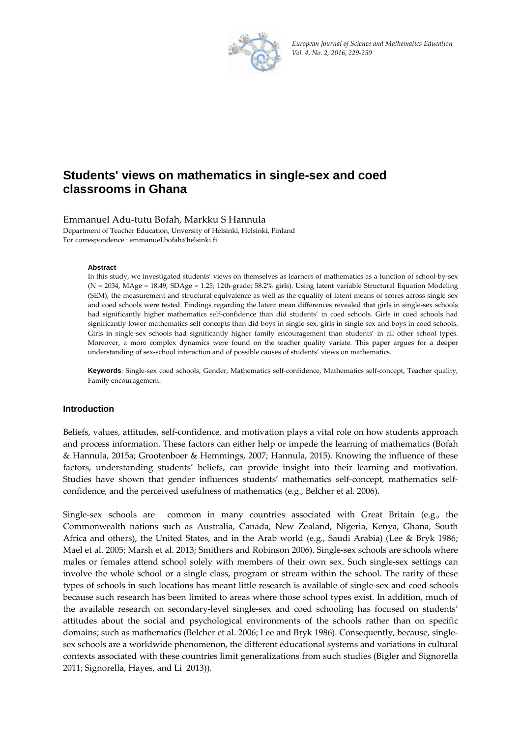# Students' views on mathematics in single-sex and coed classrooms in Ghana

Emmanuel Adu-tutu Bofah, Markku S Hannula

Department of Teacher Education, Unversity of Helsinki, Helsinki, Finland

For correspondence : emmanuel.bofah@helsinki.fi

**Abstract**

In this study, we investigated students' views on themselves as learners of mathematics as a function of school-by-sex (N = 2034, MAge = 18.49, SDAge = 1.25; 12th-grade; 58.2% girls). Using latent variable Structural Equation Modeling (SEM), the measurement and structural equivalence as well as the equality of latent means of scores across single-sex and coed schools were tested. Findings regarding the latent mean differences revealed that girls in single-sex schools had significantly higher mathematics self-confidence than did students' in coed schools. Girls in coed schools had significantly lower mathematics self-concepts than did boys in single-sex, girls in single-sex and boys in coed schools. Girls in single-sex schools had significantly higher family encouragement than students' in all other school types. Moreover, a more complex dynamics were found on the teacher quality variate. This paper argues for a deeper understanding of sex-school interaction and of possible causes of students' views on mathematics.

**Keywords**: Single-sex coed schools, Gender, Mathematics self-confidence, Mathematics self-concept, Teacher quality, Family encouragement.

## Introduction

Beliefs, values, attitudes, self-confidence, and motivation plays a vital role on how students approach and process information. These factors can either help or impede the learning of mathematics (Bofah & Hannula, 2015a; Grootenboer & Hemmings, 2007; Hannula, 2015). Knowing the influence of these factors, understanding students' beliefs, can provide insight into their learning and motivation. Studies have shown that gender influences students' mathematics self-concept, mathematics self-confidence, and the perceived usefulness of mathematics (e.g., Belcher et al. 2006).

Single-sex schools are common in many countries associated with Great Britain (e.g., the Commonwealth nations such as Australia, Canada, New Zealand, Nigeria, Kenya, Ghana, South Africa and others), the United States, and in the Arab world (e.g., Saudi Arabia) (Lee & Bryk 1986; Mael et al. 2005; Marsh et al. 2013; Smithers and Robinson 2006). Single-sex schools are schools where males or females attend school solely with members of their own sex. Such single-sex settings can involve the whole school or a single class, program or stream within the school. The rarity of these types of schools in such locations has meant little research is available of single-sex and coed schools because such research has been limited to areas where those school types exist. In addition, much of the available research on secondary-level single-sex and coed schooling has focused on students' attitudes about the social and psychological environments of the schools rather than on specific domains; such as mathematics (Belcher et al. 2006; Lee and Bryk 1986). Consequently, because, single-sex schools are a worldwide phenomenon, the different educational systems and variations in cultural contexts associated with these countries limit generalizations from such studies (Bigler and Signorella 2011; Signorella, Hayes, and Li 2013)).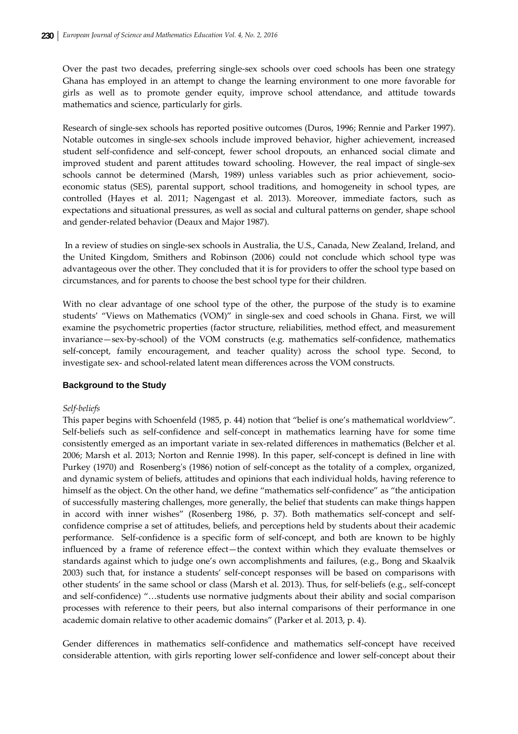Over the past two decades, preferring single-sex schools over coed schools has been one strategy Ghana has employed in an attempt to change the learning environment to one more favorable for girls as well as to promote gender equity, improve school attendance, and attitude towards mathematics and science, particularly for girls.

Research of single-sex schools has reported positive outcomes (Duros, 1996; Rennie and Parker 1997). Notable outcomes in single-sex schools include improved behavior, higher achievement, increased student self-confidence and self-concept, fewer school dropouts, an enhanced social climate and improved student and parent attitudes toward schooling. However, the real impact of single-sex schools cannot be determined (Marsh, 1989) unless variables such as prior achievement, socio-economic status (SES), parental support, school traditions, and homogeneity in school types, are controlled (Hayes et al. 2011; Nagengast et al. 2013). Moreover, immediate factors, such as expectations and situational pressures, as well as social and cultural patterns on gender, shape school and gender-related behavior (Deaux and Major 1987).

In a review of studies on single-sex schools in Australia, the U.S., Canada, New Zealand, Ireland, and the United Kingdom, Smithers and Robinson (2006) could not conclude which school type was advantageous over the other. They concluded that it is for providers to offer the school type based on circumstances, and for parents to choose the best school type for their children.

With no clear advantage of one school type of the other, the purpose of the study is to examine students' "Views on Mathematics (VOM)" in single-sex and coed schools in Ghana. First, we will examine the psychometric properties (factor structure, reliabilities, method effect, and measurement invariance—sex-by-school) of the VOM constructs (e.g. mathematics self-confidence, mathematics self-concept, family encouragement, and teacher quality) across the school type. Second, to investigate sex- and school-related latent mean differences across the VOM constructs.

## Background to the Study

*Self-beliefs*

This paper begins with Schoenfeld (1985, p. 44) notion that "belief is one's mathematical worldview". Self-beliefs such as self-confidence and self-concept in mathematics learning have for some time consistently emerged as an important variate in sex-related differences in mathematics (Belcher et al. 2006; Marsh et al. 2013; Norton and Rennie 1998). In this paper, self-concept is defined in line with Purkey (1970) and Rosenberg's (1986) notion of self-concept as the totality of a complex, organized, and dynamic system of beliefs, attitudes and opinions that each individual holds, having reference to himself as the object. On the other hand, we define "mathematics self-confidence" as "the anticipation of successfully mastering challenges, more generally, the belief that students can make things happen in accord with inner wishes" (Rosenberg 1986, p. 37). Both mathematics self-concept and self-confidence comprise a set of attitudes, beliefs, and perceptions held by students about their academic performance. Self-confidence is a specific form of self-concept, and both are known to be highly influenced by a frame of reference effect—the context within which they evaluate themselves or standards against which to judge one's own accomplishments and failures, (e.g., Bong and Skaalvik 2003) such that, for instance a students' self-concept responses will be based on comparisons with other students' in the same school or class (Marsh et al. 2013). Thus, for self-beliefs (e.g., self-concept and self-confidence) "…students use normative judgments about their ability and social comparison processes with reference to their peers, but also internal comparisons of their performance in one academic domain relative to other academic domains" (Parker et al. 2013, p. 4).

Gender differences in mathematics self-confidence and mathematics self-concept have received considerable attention, with girls reporting lower self-confidence and lower self-concept about their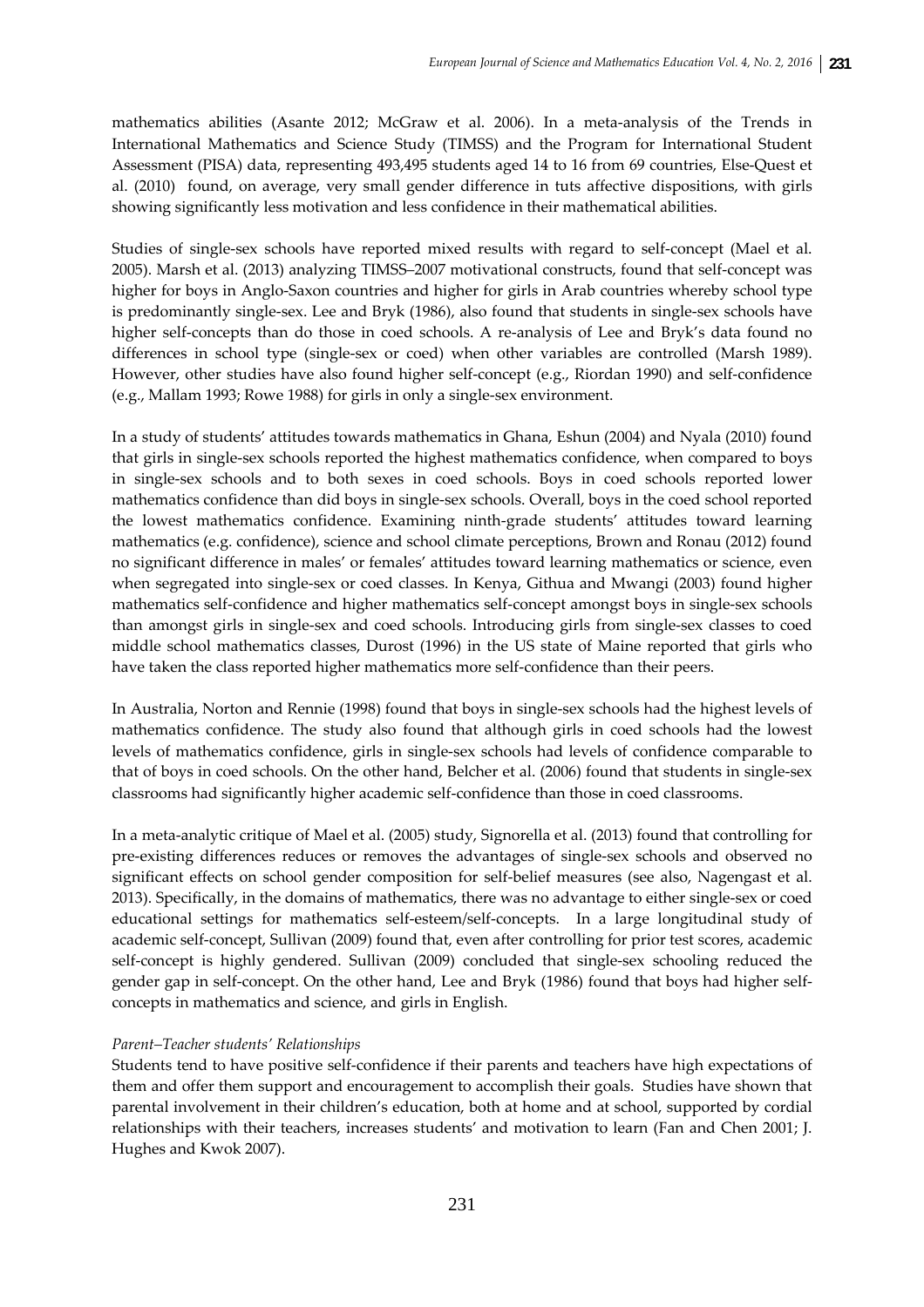mathematics abilities (Asante 2012; McGraw et al. 2006). In a meta-analysis of the Trends in International Mathematics and Science Study (TIMSS) and the Program for International Student Assessment (PISA) data, representing 493,495 students aged 14 to 16 from 69 countries, Else-Quest et al. (2010) found, on average, very small gender difference in tuts affective dispositions, with girls showing significantly less motivation and less confidence in their mathematical abilities.

Studies of single-sex schools have reported mixed results with regard to self-concept (Mael et al. 2005). Marsh et al. (2013) analyzing TIMSS–2007 motivational constructs, found that self-concept was higher for boys in Anglo-Saxon countries and higher for girls in Arab countries whereby school type is predominantly single-sex. Lee and Bryk (1986), also found that students in single-sex schools have higher self-concepts than do those in coed schools. A re-analysis of Lee and Bryk's data found no differences in school type (single-sex or coed) when other variables are controlled (Marsh 1989). However, other studies have also found higher self-concept (e.g., Riordan 1990) and self-confidence (e.g., Mallam 1993; Rowe 1988) for girls in only a single-sex environment.

In a study of students' attitudes towards mathematics in Ghana, Eshun (2004) and Nyala (2010) found that girls in single-sex schools reported the highest mathematics confidence, when compared to boys in single-sex schools and to both sexes in coed schools. Boys in coed schools reported lower mathematics confidence than did boys in single-sex schools. Overall, boys in the coed school reported the lowest mathematics confidence. Examining ninth-grade students' attitudes toward learning mathematics (e.g. confidence), science and school climate perceptions, Brown and Ronau (2012) found no significant difference in males' or females' attitudes toward learning mathematics or science, even when segregated into single-sex or coed classes. In Kenya, Githua and Mwangi (2003) found higher mathematics self-confidence and higher mathematics self-concept amongst boys in single-sex schools than amongst girls in single-sex and coed schools. Introducing girls from single-sex classes to coed middle school mathematics classes, Durost (1996) in the US state of Maine reported that girls who have taken the class reported higher mathematics more self-confidence than their peers.

In Australia, Norton and Rennie (1998) found that boys in single-sex schools had the highest levels of mathematics confidence. The study also found that although girls in coed schools had the lowest levels of mathematics confidence, girls in single-sex schools had levels of confidence comparable to that of boys in coed schools. On the other hand, Belcher et al. (2006) found that students in single-sex classrooms had significantly higher academic self-confidence than those in coed classrooms.

In a meta-analytic critique of Mael et al. (2005) study, Signorella et al. (2013) found that controlling for pre-existing differences reduces or removes the advantages of single-sex schools and observed no significant effects on school gender composition for self-belief measures (see also, Nagengast et al. 2013). Specifically, in the domains of mathematics, there was no advantage to either single-sex or coed educational settings for mathematics self-esteem/self-concepts. In a large longitudinal study of academic self-concept, Sullivan (2009) found that, even after controlling for prior test scores, academic self-concept is highly gendered. Sullivan (2009) concluded that single-sex schooling reduced the gender gap in self-concept. On the other hand, Lee and Bryk (1986) found that boys had higher self-concepts in mathematics and science, and girls in English.

*Parent–Teacher students' Relationships*

Students tend to have positive self-confidence if their parents and teachers have high expectations of them and offer them support and encouragement to accomplish their goals. Studies have shown that parental involvement in their children's education, both at home and at school, supported by cordial relationships with their teachers, increases students' and motivation to learn (Fan and Chen 2001; J. Hughes and Kwok 2007).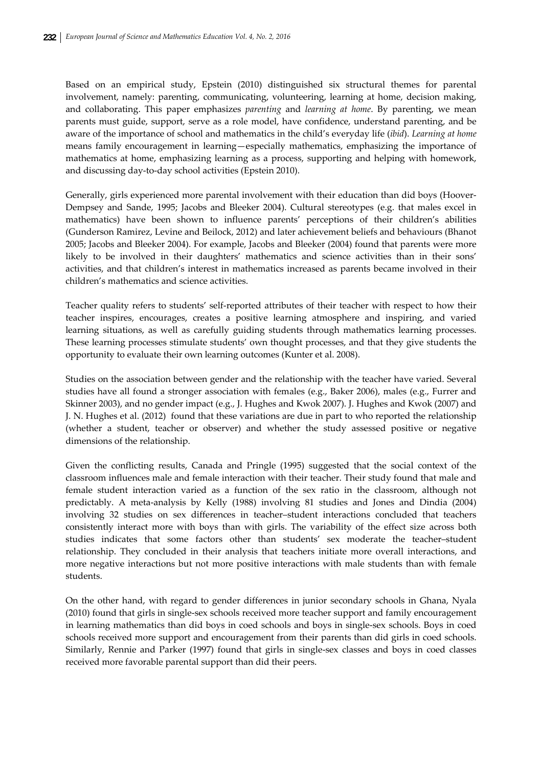Based on an empirical study, Epstein (2010) distinguished six structural themes for parental involvement, namely: parenting, communicating, volunteering, learning at home, decision making, and collaborating. This paper emphasizes *parenting* and *learning at home*. By parenting, we mean parents must guide, support, serve as a role model, have confidence, understand parenting, and be aware of the importance of school and mathematics in the child's everyday life (*ibid*). *Learning at home* means family encouragement in learning—especially mathematics, emphasizing the importance of mathematics at home, emphasizing learning as a process, supporting and helping with homework, and discussing day-to-day school activities (Epstein 2010).

Generally, girls experienced more parental involvement with their education than did boys (Hoover-Dempsey and Sande, 1995; Jacobs and Bleeker 2004). Cultural stereotypes (e.g. that males excel in mathematics) have been shown to influence parents' perceptions of their children's abilities (Gunderson Ramirez, Levine and Beilock, 2012) and later achievement beliefs and behaviours (Bhanot 2005; Jacobs and Bleeker 2004). For example, Jacobs and Bleeker (2004) found that parents were more likely to be involved in their daughters' mathematics and science activities than in their sons' activities, and that children's interest in mathematics increased as parents became involved in their children's mathematics and science activities.

Teacher quality refers to students' self-reported attributes of their teacher with respect to how their teacher inspires, encourages, creates a positive learning atmosphere and inspiring, and varied learning situations, as well as carefully guiding students through mathematics learning processes. These learning processes stimulate students' own thought processes, and that they give students the opportunity to evaluate their own learning outcomes (Kunter et al. 2008).

Studies on the association between gender and the relationship with the teacher have varied. Several studies have all found a stronger association with females (e.g., Baker 2006), males (e.g., Furrer and Skinner 2003), and no gender impact (e.g., J. Hughes and Kwok 2007). J. Hughes and Kwok (2007) and J. N. Hughes et al. (2012) found that these variations are due in part to who reported the relationship (whether a student, teacher or observer) and whether the study assessed positive or negative dimensions of the relationship.

Given the conflicting results, Canada and Pringle (1995) suggested that the social context of the classroom influences male and female interaction with their teacher. Their study found that male and female student interaction varied as a function of the sex ratio in the classroom, although not predictably. A meta-analysis by Kelly (1988) involving 81 studies and Jones and Dindia (2004) involving 32 studies on sex differences in teacher–student interactions concluded that teachers consistently interact more with boys than with girls. The variability of the effect size across both studies indicates that some factors other than students' sex moderate the teacher–student relationship. They concluded in their analysis that teachers initiate more overall interactions, and more negative interactions but not more positive interactions with male students than with female students.

On the other hand, with regard to gender differences in junior secondary schools in Ghana, Nyala (2010) found that girls in single-sex schools received more teacher support and family encouragement in learning mathematics than did boys in coed schools and boys in single-sex schools. Boys in coed schools received more support and encouragement from their parents than did girls in coed schools. Similarly, Rennie and Parker (1997) found that girls in single-sex classes and boys in coed classes received more favorable parental support than did their peers.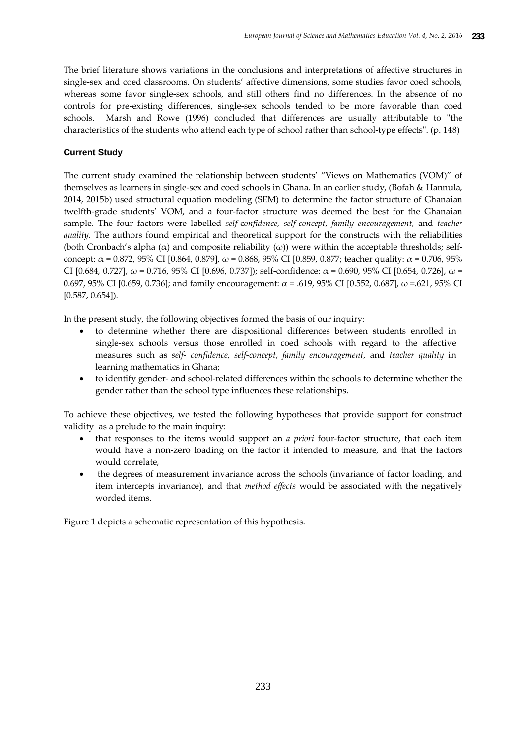The brief literature shows variations in the conclusions and interpretations of affective structures in single-sex and coed classrooms. On students' affective dimensions, some studies favor coed schools, whereas some favor single-sex schools, and still others find no differences. In the absence of no controls for pre-existing differences, single-sex schools tended to be more favorable than coed schools. Marsh and Rowe (1996) concluded that differences are usually attributable to "the characteristics of the students who attend each type of school rather than school-type effects". (p. 148)

### Current Study

The current study examined the relationship between students' "Views on Mathematics (VOM)" of themselves as learners in single-sex and coed schools in Ghana. In an earlier study, (Bofah & Hannula, 2014, 2015b) used structural equation modeling (SEM) to determine the factor structure of Ghanaian twelfth-grade students' VOM, and a four-factor structure was deemed the best for the Ghanaian sample. The four factors were labelled *self-confidence, self-concept*, *family encouragement,* and *teacher quality*. The authors found empirical and theoretical support for the constructs with the reliabilities (both Cronbach's alpha ($\alpha$) and composite reliability ($\omega$)) were within the acceptable thresholds; self-concept: $\alpha$ = 0.872, 95% CI [0.864, 0.879], $\omega$ = 0.868, 95% CI [0.859, 0.877; teacher quality: $\alpha$ = 0.706, 95% CI [0.684, 0.727], $\omega$ = 0.716, 95% CI [0.696, 0.737]); self-confidence: $\alpha$ = 0.690, 95% CI [0.654, 0.726], $\omega$ = 0.697, 95% CI [0.659, 0.736]; and family encouragement: $\alpha$ = .619, 95% CI [0.552, 0.687], $\omega$ =.621, 95% CI [0.587, 0.654]).

In the present study, the following objectives formed the basis of our inquiry:

- to determine whether there are dispositional differences between students enrolled in single-sex schools versus those enrolled in coed schools with regard to the affective measures such as *self- confidence, self-concept*, *family encouragement*, and *teacher quality* in learning mathematics in Ghana;
- to identify gender- and school-related differences within the schools to determine whether the gender rather than the school type influences these relationships.

To achieve these objectives, we tested the following hypotheses that provide support for construct validity as a prelude to the main inquiry:

- that responses to the items would support an *a priori* four-factor structure, that each item would have a non-zero loading on the factor it intended to measure, and that the factors would correlate,
- the degrees of measurement invariance across the schools (invariance of factor loading, and item intercepts invariance), and that *method effects* would be associated with the negatively worded items.

Figure 1 depicts a schematic representation of this hypothesis.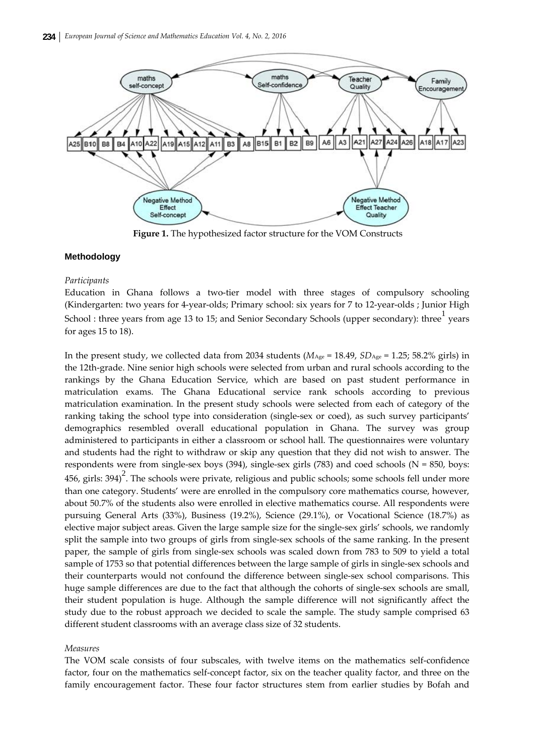**Figure 1.** The hypothesized factor structure for the VOM Constructs

## Methodology

*Participants*

Education in Ghana follows a two-tier model with three stages of compulsory schooling (Kindergarten: two years for 4-year-olds; Primary school: six years for 7 to 12-year-olds ; Junior High School : three years from age 13 to 15; and Senior Secondary Schools (upper secondary): three[1] years for ages 15 to 18).

In the present study, we collected data from 2034 students ($M_{Age}$ = 18.49, $SD_{Age}$ = 1.25; 58.2% girls) in the 12th-grade. Nine senior high schools were selected from urban and rural schools according to the rankings by the Ghana Education Service, which are based on past student performance in matriculation exams. The Ghana Educational service rank schools according to previous matriculation examination. In the present study schools were selected from each of category of the ranking taking the school type into consideration (single-sex or coed), as such survey participants' demographics resembled overall educational population in Ghana. The survey was group administered to participants in either a classroom or school hall. The questionnaires were voluntary and students had the right to withdraw or skip any question that they did not wish to answer. The respondents were from single-sex boys (394), single-sex girls (783) and coed schools (N = 850, boys: 456, girls: 394)[2]. The schools were private, religious and public schools; some schools fell under more than one category. Students' were are enrolled in the compulsory core mathematics course, however, about 50.7% of the students also were enrolled in elective mathematics course. All respondents were pursuing General Arts (33%), Business (19.2%), Science (29.1%), or Vocational Science (18.7%) as elective major subject areas. Given the large sample size for the single-sex girls' schools, we randomly split the sample into two groups of girls from single-sex schools of the same ranking. In the present paper, the sample of girls from single-sex schools was scaled down from 783 to 509 to yield a total sample of 1753 so that potential differences between the large sample of girls in single-sex schools and their counterparts would not confound the difference between single-sex school comparisons. This huge sample differences are due to the fact that although the cohorts of single-sex schools are small, their student population is huge. Although the sample difference will not significantly affect the study due to the robust approach we decided to scale the sample. The study sample comprised 63 different student classrooms with an average class size of 32 students.

*Measures*

The VOM scale consists of four subscales, with twelve items on the mathematics self-confidence factor, four on the mathematics self-concept factor, six on the teacher quality factor, and three on the family encouragement factor. These four factor structures stem from earlier studies by Bofah and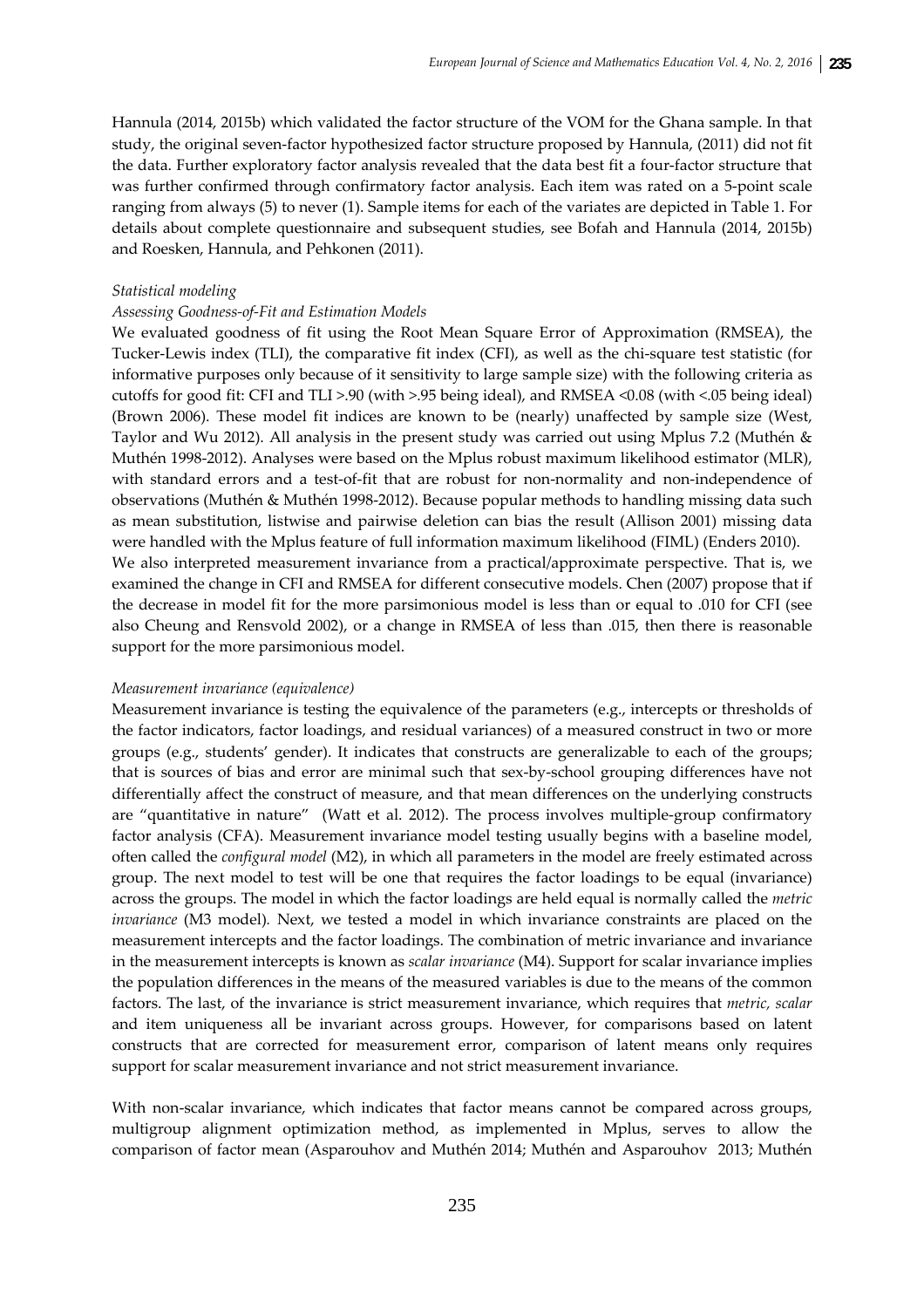Hannula (2014, 2015b) which validated the factor structure of the VOM for the Ghana sample. In that study, the original seven-factor hypothesized factor structure proposed by Hannula, (2011) did not fit the data. Further exploratory factor analysis revealed that the data best fit a four-factor structure that was further confirmed through confirmatory factor analysis. Each item was rated on a 5-point scale ranging from always (5) to never (1). Sample items for each of the variates are depicted in Table 1. For details about complete questionnaire and subsequent studies, see Bofah and Hannula (2014, 2015b) and Roesken, Hannula, and Pehkonen (2011).

*Statistical modeling*

*Assessing Goodness-of-Fit and Estimation Models*

We evaluated goodness of fit using the Root Mean Square Error of Approximation (RMSEA), the Tucker-Lewis index (TLI), the comparative fit index (CFI), as well as the chi-square test statistic (for informative purposes only because of it sensitivity to large sample size) with the following criteria as cutoffs for good fit: CFI and TLI >.90 (with >.95 being ideal), and RMSEA <0.08 (with <.05 being ideal) (Brown 2006). These model fit indices are known to be (nearly) unaffected by sample size (West, Taylor and Wu 2012). All analysis in the present study was carried out using Mplus 7.2 (Muthén & Muthén 1998-2012). Analyses were based on the Mplus robust maximum likelihood estimator (MLR), with standard errors and a test-of-fit that are robust for non-normality and non-independence of observations (Muthén & Muthén 1998-2012). Because popular methods to handling missing data such as mean substitution, listwise and pairwise deletion can bias the result (Allison 2001) missing data were handled with the Mplus feature of full information maximum likelihood (FIML) (Enders 2010).

We also interpreted measurement invariance from a practical/approximate perspective. That is, we examined the change in CFI and RMSEA for different consecutive models. Chen (2007) propose that if the decrease in model fit for the more parsimonious model is less than or equal to .010 for CFI (see also Cheung and Rensvold 2002), or a change in RMSEA of less than .015, then there is reasonable support for the more parsimonious model.

*Measurement invariance (equivalence)*

Measurement invariance is testing the equivalence of the parameters (e.g., intercepts or thresholds of the factor indicators, factor loadings, and residual variances) of a measured construct in two or more groups (e.g., students' gender). It indicates that constructs are generalizable to each of the groups; that is sources of bias and error are minimal such that sex-by-school grouping differences have not differentially affect the construct of measure, and that mean differences on the underlying constructs are "quantitative in nature" (Watt et al. 2012). The process involves multiple-group confirmatory factor analysis (CFA). Measurement invariance model testing usually begins with a baseline model, often called the *configural model* (M2), in which all parameters in the model are freely estimated across group. The next model to test will be one that requires the factor loadings to be equal (invariance) across the groups. The model in which the factor loadings are held equal is normally called the *metric invariance* (M3 model). Next, we tested a model in which invariance constraints are placed on the measurement intercepts and the factor loadings. The combination of metric invariance and invariance in the measurement intercepts is known as *scalar invariance* (M4). Support for scalar invariance implies the population differences in the means of the measured variables is due to the means of the common factors. The last, of the invariance is strict measurement invariance, which requires that *metric*, *scalar* and item uniqueness all be invariant across groups. However, for comparisons based on latent constructs that are corrected for measurement error, comparison of latent means only requires support for scalar measurement invariance and not strict measurement invariance.

With non-scalar invariance, which indicates that factor means cannot be compared across groups, multigroup alignment optimization method, as implemented in Mplus, serves to allow the comparison of factor mean (Asparouhov and Muthén 2014; Muthén and Asparouhov 2013; Muthén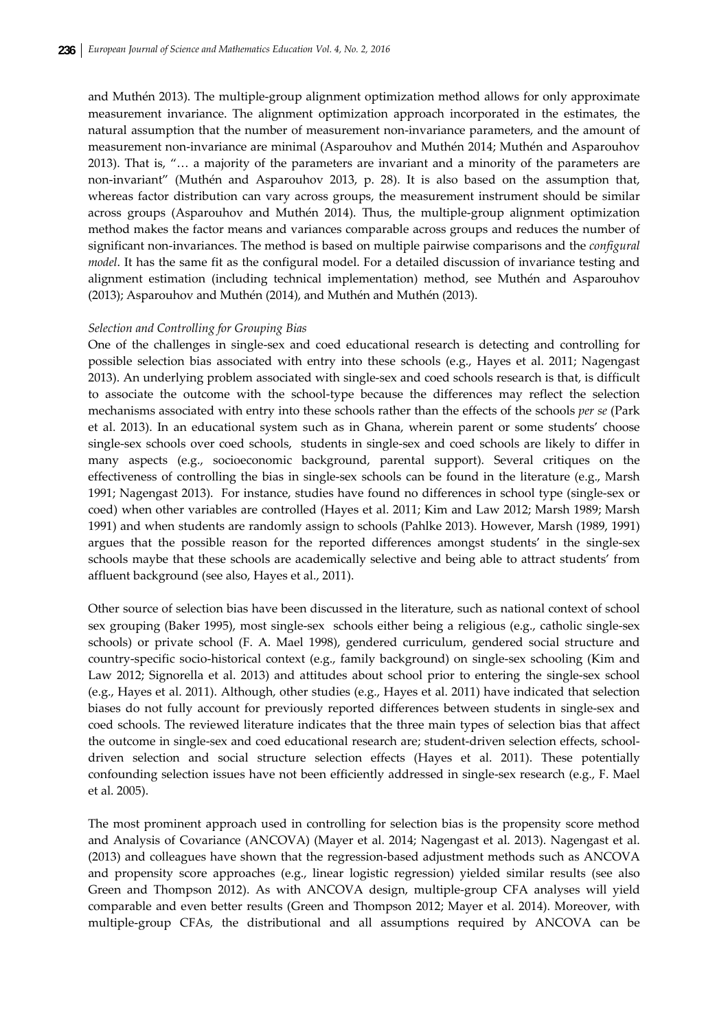and Muthén 2013). The multiple-group alignment optimization method allows for only approximate measurement invariance. The alignment optimization approach incorporated in the estimates, the natural assumption that the number of measurement non-invariance parameters, and the amount of measurement non-invariance are minimal (Asparouhov and Muthén 2014; Muthén and Asparouhov 2013). That is, "… a majority of the parameters are invariant and a minority of the parameters are non-invariant" (Muthén and Asparouhov 2013, p. 28). It is also based on the assumption that, whereas factor distribution can vary across groups, the measurement instrument should be similar across groups (Asparouhov and Muthén 2014). Thus, the multiple-group alignment optimization method makes the factor means and variances comparable across groups and reduces the number of significant non-invariances. The method is based on multiple pairwise comparisons and the *configural model*. It has the same fit as the configural model. For a detailed discussion of invariance testing and alignment estimation (including technical implementation) method, see Muthén and Asparouhov (2013); Asparouhov and Muthén (2014), and Muthén and Muthén (2013).

*Selection and Controlling for Grouping Bias*

One of the challenges in single-sex and coed educational research is detecting and controlling for possible selection bias associated with entry into these schools (e.g., Hayes et al. 2011; Nagengast 2013). An underlying problem associated with single-sex and coed schools research is that, is difficult to associate the outcome with the school-type because the differences may reflect the selection mechanisms associated with entry into these schools rather than the effects of the schools *per se* (Park et al. 2013). In an educational system such as in Ghana, wherein parent or some students' choose single-sex schools over coed schools, students in single-sex and coed schools are likely to differ in many aspects (e.g., socioeconomic background, parental support). Several critiques on the effectiveness of controlling the bias in single-sex schools can be found in the literature (e.g., Marsh 1991; Nagengast 2013). For instance, studies have found no differences in school type (single-sex or coed) when other variables are controlled (Hayes et al. 2011; Kim and Law 2012; Marsh 1989; Marsh 1991) and when students are randomly assign to schools (Pahlke 2013). However, Marsh (1989, 1991) argues that the possible reason for the reported differences amongst students' in the single-sex schools maybe that these schools are academically selective and being able to attract students' from affluent background (see also, Hayes et al., 2011).

Other source of selection bias have been discussed in the literature, such as national context of school sex grouping (Baker 1995), most single-sex schools either being a religious (e.g., catholic single-sex schools) or private school (F. A. Mael 1998), gendered curriculum, gendered social structure and country-specific socio-historical context (e.g., family background) on single-sex schooling (Kim and Law 2012; Signorella et al. 2013) and attitudes about school prior to entering the single-sex school (e.g., Hayes et al. 2011). Although, other studies (e.g., Hayes et al. 2011) have indicated that selection biases do not fully account for previously reported differences between students in single-sex and coed schools. The reviewed literature indicates that the three main types of selection bias that affect the outcome in single-sex and coed educational research are; student-driven selection effects, school-driven selection and social structure selection effects (Hayes et al. 2011). These potentially confounding selection issues have not been efficiently addressed in single-sex research (e.g., F. Mael et al. 2005).

The most prominent approach used in controlling for selection bias is the propensity score method and Analysis of Covariance (ANCOVA) (Mayer et al. 2014; Nagengast et al. 2013). Nagengast et al. (2013) and colleagues have shown that the regression-based adjustment methods such as ANCOVA and propensity score approaches (e.g., linear logistic regression) yielded similar results (see also Green and Thompson 2012). As with ANCOVA design, multiple-group CFA analyses will yield comparable and even better results (Green and Thompson 2012; Mayer et al. 2014). Moreover, with multiple-group CFAs, the distributional and all assumptions required by ANCOVA can be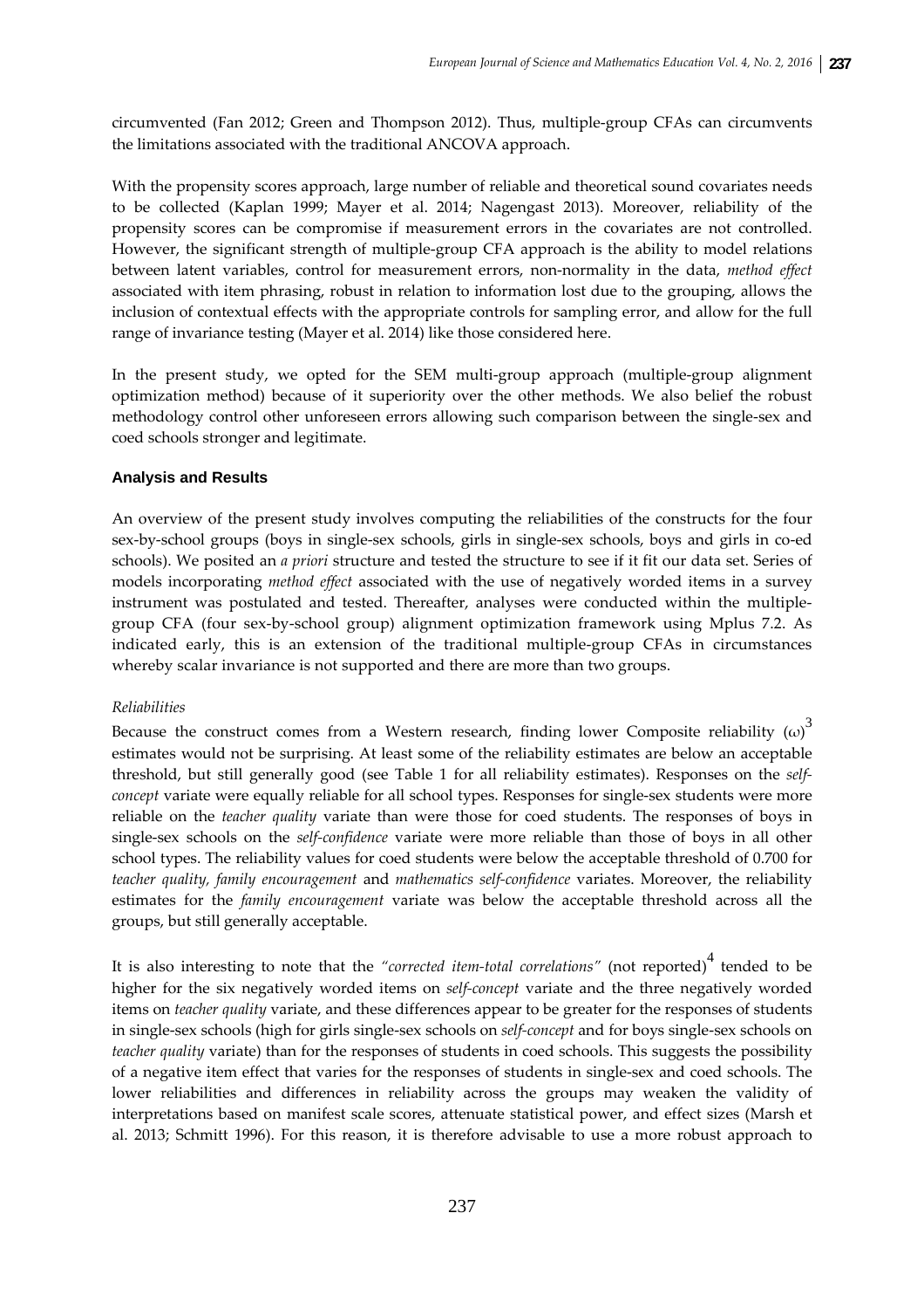circumvented (Fan 2012; Green and Thompson 2012). Thus, multiple-group CFAs can circumvents the limitations associated with the traditional ANCOVA approach.

With the propensity scores approach, large number of reliable and theoretical sound covariates needs to be collected (Kaplan 1999; Mayer et al. 2014; Nagengast 2013). Moreover, reliability of the propensity scores can be compromise if measurement errors in the covariates are not controlled. However, the significant strength of multiple-group CFA approach is the ability to model relations between latent variables, control for measurement errors, non-normality in the data, *method effect* associated with item phrasing, robust in relation to information lost due to the grouping, allows the inclusion of contextual effects with the appropriate controls for sampling error, and allow for the full range of invariance testing (Mayer et al. 2014) like those considered here.

In the present study, we opted for the SEM multi-group approach (multiple-group alignment optimization method) because of it superiority over the other methods. We also belief the robust methodology control other unforeseen errors allowing such comparison between the single-sex and coed schools stronger and legitimate.

## Analysis and Results

An overview of the present study involves computing the reliabilities of the constructs for the four sex-by-school groups (boys in single-sex schools, girls in single-sex schools, boys and girls in co-ed schools). We posited an *a priori* structure and tested the structure to see if it fit our data set. Series of models incorporating *method effect* associated with the use of negatively worded items in a survey instrument was postulated and tested. Thereafter, analyses were conducted within the multiple-group CFA (four sex-by-school group) alignment optimization framework using Mplus 7.2. As indicated early, this is an extension of the traditional multiple-group CFAs in circumstances whereby scalar invariance is not supported and there are more than two groups.

### *Reliabilities*

Because the construct comes from a Western research, finding lower Composite reliability ($\omega$)[3] estimates would not be surprising. At least some of the reliability estimates are below an acceptable threshold, but still generally good (see Table 1 for all reliability estimates). Responses on the *self-concept* variate were equally reliable for all school types. Responses for single-sex students were more reliable on the *teacher quality* variate than were those for coed students. The responses of boys in single-sex schools on the *self-confidence* variate were more reliable than those of boys in all other school types. The reliability values for coed students were below the acceptable threshold of 0.700 for *teacher quality, family encouragement* and *mathematics self-confidence* variates. Moreover, the reliability estimates for the *family encouragement* variate was below the acceptable threshold across all the groups, but still generally acceptable.

It is also interesting to note that the *"corrected item-total correlations"* (not reported)[4] tended to be higher for the six negatively worded items on *self-concept* variate and the three negatively worded items on *teacher quality* variate, and these differences appear to be greater for the responses of students in single-sex schools (high for girls single-sex schools on *self-concept* and for boys single-sex schools on *teacher quality* variate) than for the responses of students in coed schools. This suggests the possibility of a negative item effect that varies for the responses of students in single-sex and coed schools. The lower reliabilities and differences in reliability across the groups may weaken the validity of interpretations based on manifest scale scores, attenuate statistical power, and effect sizes (Marsh et al. 2013; Schmitt 1996). For this reason, it is therefore advisable to use a more robust approach to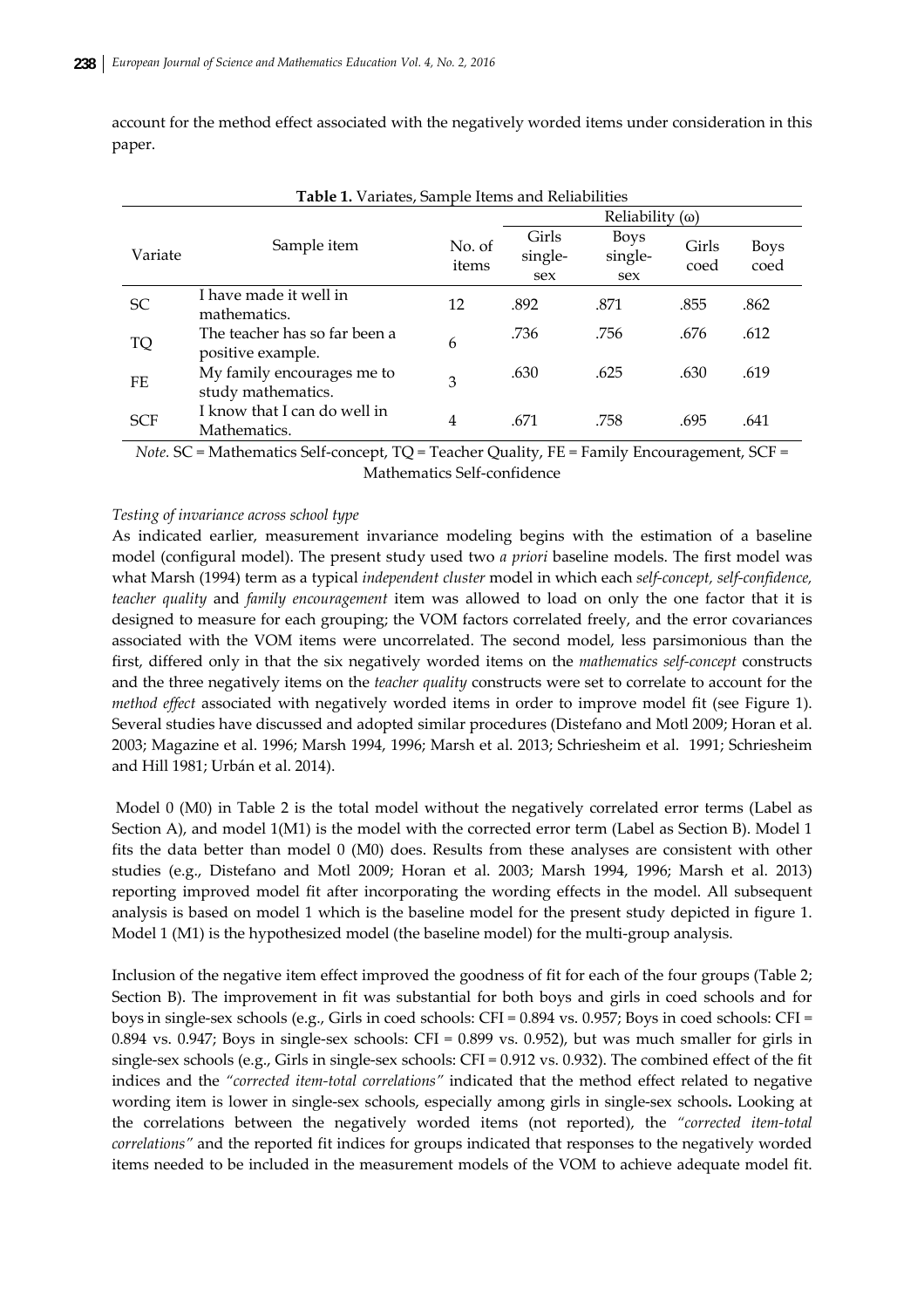account for the method effect associated with the negatively worded items under consideration in this paper.

**Table 1.** Variates, Sample Items and Reliabilities

| Variate | Sample item | No. of items | Reliability (ω) | | | |
|---|---|---|---|---|---|---|
| | | | Girls single-sex | Boys single-sex | Girls coed | Boys coed |
| SC | I have made it well in mathematics. | 12 | .892 | .871 | .855 | .862 |
| TQ | The teacher has so far been a positive example. | 6 | .736 | .756 | .676 | .612 |
| FE | My family encourages me to study mathematics. | 3 | .630 | .625 | .630 | .619 |
| SCF | I know that I can do well in Mathematics. | 4 | .671 | .758 | .695 | .641 |

*Note.* SC = Mathematics Self-concept, TQ = Teacher Quality, FE = Family Encouragement, SCF = Mathematics Self-confidence

*Testing of invariance across school type*

As indicated earlier, measurement invariance modeling begins with the estimation of a baseline model (configural model). The present study used two *a priori* baseline models. The first model was what Marsh (1994) term as a typical *independent cluster* model in which each *self-concept, self-confidence, teacher quality* and *family encouragement* item was allowed to load on only the one factor that it is designed to measure for each grouping; the VOM factors correlated freely, and the error covariances associated with the VOM items were uncorrelated. The second model, less parsimonious than the first, differed only in that the six negatively worded items on the *mathematics self-concept* constructs and the three negatively items on the *teacher quality* constructs were set to correlate to account for the *method effect* associated with negatively worded items in order to improve model fit (see Figure 1). Several studies have discussed and adopted similar procedures (Distefano and Motl 2009; Horan et al. 2003; Magazine et al. 1996; Marsh 1994, 1996; Marsh et al. 2013; Schriesheim et al. 1991; Schriesheim and Hill 1981; Urbán et al. 2014).

Model 0 (M0) in Table 2 is the total model without the negatively correlated error terms (Label as Section A), and model 1(M1) is the model with the corrected error term (Label as Section B). Model 1 fits the data better than model 0 (M0) does. Results from these analyses are consistent with other studies (e.g., Distefano and Motl 2009; Horan et al. 2003; Marsh 1994, 1996; Marsh et al. 2013) reporting improved model fit after incorporating the wording effects in the model. All subsequent analysis is based on model 1 which is the baseline model for the present study depicted in figure 1. Model 1 (M1) is the hypothesized model (the baseline model) for the multi-group analysis.

Inclusion of the negative item effect improved the goodness of fit for each of the four groups (Table 2; Section B). The improvement in fit was substantial for both boys and girls in coed schools and for boys in single-sex schools (e.g., Girls in coed schools: CFI = 0.894 vs. 0.957; Boys in coed schools: CFI = 0.894 vs. 0.947; Boys in single-sex schools: CFI = 0.899 vs. 0.952), but was much smaller for girls in single-sex schools (e.g., Girls in single-sex schools: CFI = 0.912 vs. 0.932). The combined effect of the fit indices and the *"corrected item-total correlations"* indicated that the method effect related to negative wording item is lower in single-sex schools, especially among girls in single-sex schools**.** Looking at the correlations between the negatively worded items (not reported), the *"corrected item-total correlations"* and the reported fit indices for groups indicated that responses to the negatively worded items needed to be included in the measurement models of the VOM to achieve adequate model fit.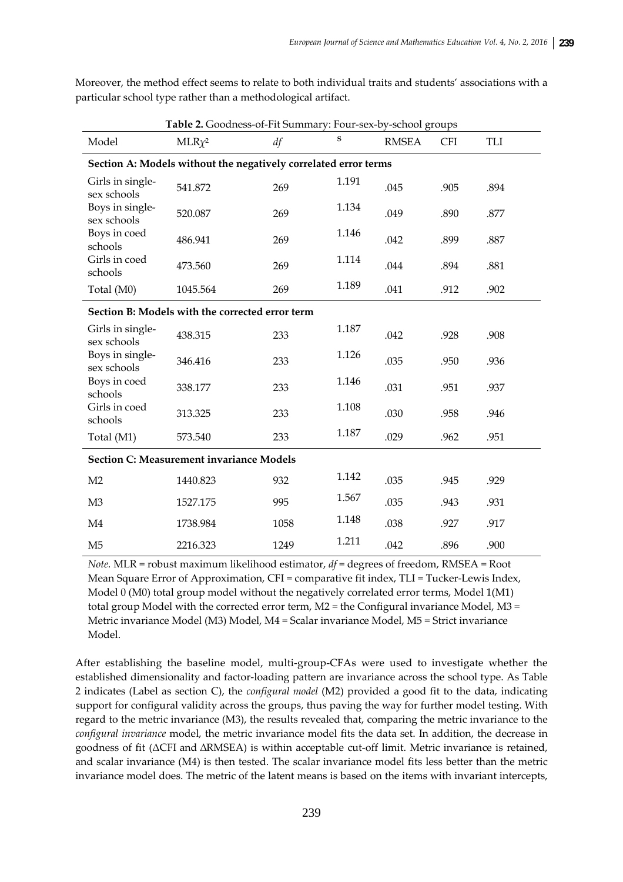Moreover, the method effect seems to relate to both individual traits and students' associations with a particular school type rather than a methodological artifact.

**Table 2.** Goodness-of-Fit Summary: Four-sex-by-school groups

| Model | MLR$\chi^2$ | *df* | S | RMSEA | CFI | TLI |
|---|---|---|---|---|---|---|
| **Section A: Models without the negatively correlated error terms** | | | | | | |
| Girls in single-sex schools | 541.872 | 269 | 1.191 | .045 | .905 | .894 |
| Boys in single-sex schools | 520.087 | 269 | 1.134 | .049 | .890 | .877 |
| Boys in coed schools | 486.941 | 269 | 1.146 | .042 | .899 | .887 |
| Girls in coed schools | 473.560 | 269 | 1.114 | .044 | .894 | .881 |
| Total (M0) | 1045.564 | 269 | 1.189 | .041 | .912 | .902 |
| **Section B: Models with the corrected error term** | | | | | | |
| Girls in single-sex schools | 438.315 | 233 | 1.187 | .042 | .928 | .908 |
| Boys in single-sex schools | 346.416 | 233 | 1.126 | .035 | .950 | .936 |
| Boys in coed schools | 338.177 | 233 | 1.146 | .031 | .951 | .937 |
| Girls in coed schools | 313.325 | 233 | 1.108 | .030 | .958 | .946 |
| Total (M1) | 573.540 | 233 | 1.187 | .029 | .962 | .951 |
| **Section C: Measurement invariance Models** | | | | | | |
| M2 | 1440.823 | 932 | 1.142 | .035 | .945 | .929 |
| M3 | 1527.175 | 995 | 1.567 | .035 | .943 | .931 |
| M4 | 1738.984 | 1058 | 1.148 | .038 | .927 | .917 |
| M5 | 2216.323 | 1249 | 1.211 | .042 | .896 | .900 |

*Note.* MLR = robust maximum likelihood estimator, *df* = degrees of freedom, RMSEA = Root Mean Square Error of Approximation, CFI = comparative fit index, TLI = Tucker-Lewis Index, Model 0 (M0) total group model without the negatively correlated error terms, Model 1(M1) total group Model with the corrected error term, M2 = the Configural invariance Model, M3 = Metric invariance Model (M3) Model, M4 = Scalar invariance Model, M5 = Strict invariance Model.

After establishing the baseline model, multi-group-CFAs were used to investigate whether the established dimensionality and factor-loading pattern are invariance across the school type. As Table 2 indicates (Label as section C), the *configural model* (M2) provided a good fit to the data, indicating support for configural validity across the groups, thus paving the way for further model testing. With regard to the metric invariance (M3), the results revealed that, comparing the metric invariance to the *configural invariance* model, the metric invariance model fits the data set. In addition, the decrease in goodness of fit (ΔCFI and ΔRMSEA) is within acceptable cut-off limit. Metric invariance is retained, and scalar invariance (M4) is then tested. The scalar invariance model fits less better than the metric invariance model does. The metric of the latent means is based on the items with invariant intercepts,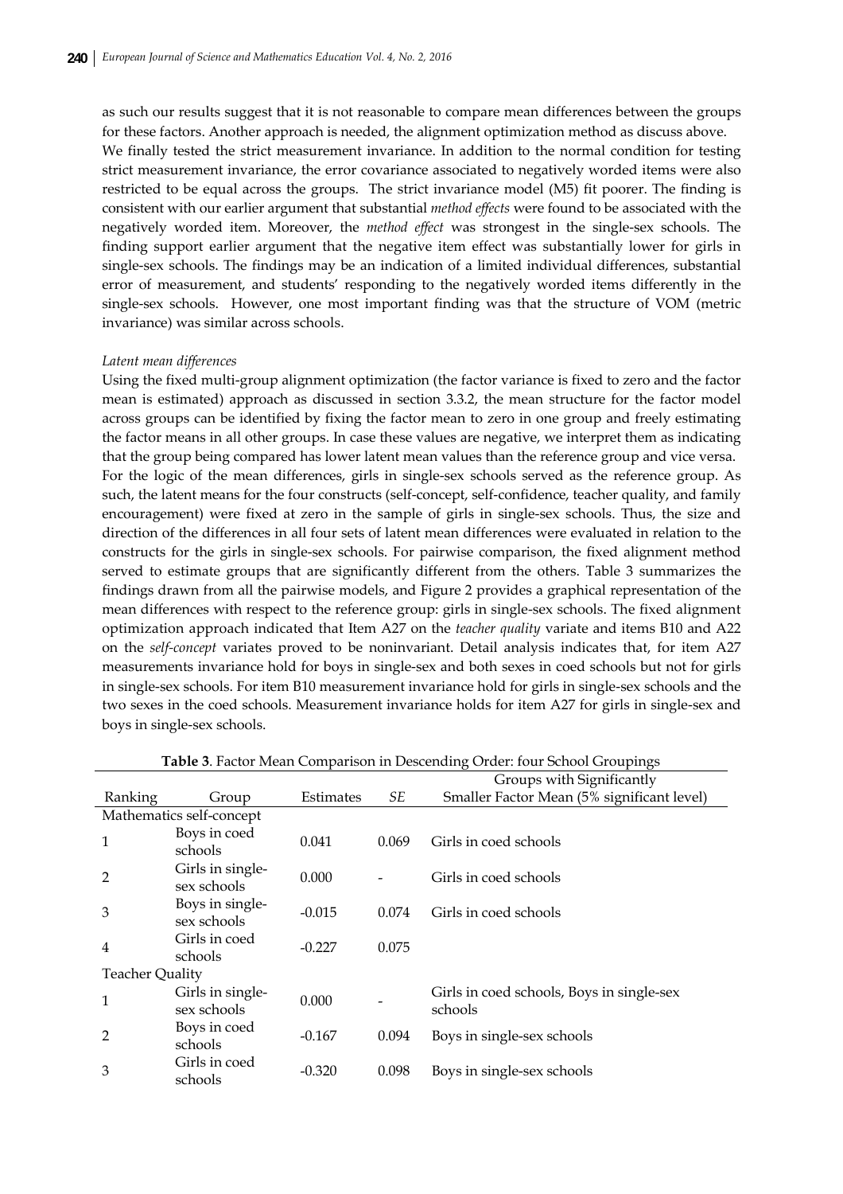as such our results suggest that it is not reasonable to compare mean differences between the groups for these factors. Another approach is needed, the alignment optimization method as discuss above.

We finally tested the strict measurement invariance. In addition to the normal condition for testing strict measurement invariance, the error covariance associated to negatively worded items were also restricted to be equal across the groups. The strict invariance model (M5) fit poorer. The finding is consistent with our earlier argument that substantial *method effects* were found to be associated with the negatively worded item. Moreover, the *method effect* was strongest in the single-sex schools. The finding support earlier argument that the negative item effect was substantially lower for girls in single-sex schools. The findings may be an indication of a limited individual differences, substantial error of measurement, and students' responding to the negatively worded items differently in the single-sex schools. However, one most important finding was that the structure of VOM (metric invariance) was similar across schools.

*Latent mean differences*

Using the fixed multi-group alignment optimization (the factor variance is fixed to zero and the factor mean is estimated) approach as discussed in section 3.3.2, the mean structure for the factor model across groups can be identified by fixing the factor mean to zero in one group and freely estimating the factor means in all other groups. In case these values are negative, we interpret them as indicating that the group being compared has lower latent mean values than the reference group and vice versa.

For the logic of the mean differences, girls in single-sex schools served as the reference group. As such, the latent means for the four constructs (self-concept, self-confidence, teacher quality, and family encouragement) were fixed at zero in the sample of girls in single-sex schools. Thus, the size and direction of the differences in all four sets of latent mean differences were evaluated in relation to the constructs for the girls in single-sex schools. For pairwise comparison, the fixed alignment method served to estimate groups that are significantly different from the others. Table 3 summarizes the findings drawn from all the pairwise models, and Figure 2 provides a graphical representation of the mean differences with respect to the reference group: girls in single-sex schools. The fixed alignment optimization approach indicated that Item A27 on the *teacher quality* variate and items B10 and A22 on the *self-concept* variates proved to be noninvariant. Detail analysis indicates that, for item A27 measurements invariance hold for boys in single-sex and both sexes in coed schools but not for girls in single-sex schools. For item B10 measurement invariance hold for girls in single-sex schools and the two sexes in the coed schools. Measurement invariance holds for item A27 for girls in single-sex and boys in single-sex schools.

**Table 3**. Factor Mean Comparison in Descending Order: four School Groupings

| Ranking | Group | Estimates | *SE* | Groups with Significantly Smaller Factor Mean (5% significant level) |
|---|---|---|---|---|
| Mathematics self-concept | | | | |
| 1 | Boys in coed schools | 0.041 | 0.069 | Girls in coed schools |
| 2 | Girls in single-sex schools | 0.000 | - | Girls in coed schools |
| 3 | Boys in single-sex schools | -0.015 | 0.074 | Girls in coed schools |
| 4 | Girls in coed schools | -0.227 | 0.075 | |
| Teacher Quality | | | | |
| 1 | Girls in single-sex schools | 0.000 | - | Girls in coed schools, Boys in single-sex schools |
| 2 | Boys in coed schools | -0.167 | 0.094 | Boys in single-sex schools |
| 3 | Girls in coed schools | -0.320 | 0.098 | Boys in single-sex schools |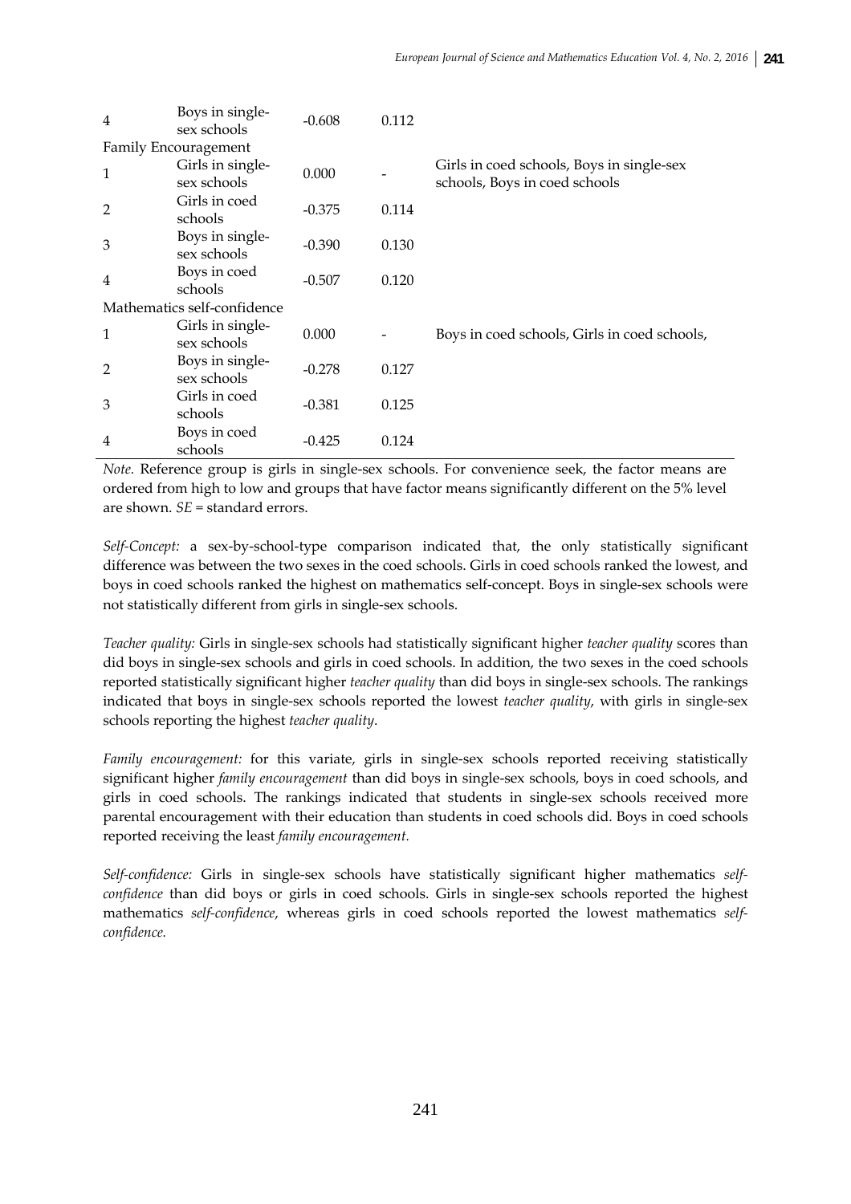| | | | | |
|---|---|---|---|---|
| 4 | Boys in single-sex schools | -0.608 | 0.112 | |
| Family Encouragement | | | | |
| 1 | Girls in single-sex schools | 0.000 | - | Girls in coed schools, Boys in single-sex schools, Boys in coed schools |
| 2 | Girls in coed schools | -0.375 | 0.114 | |
| 3 | Boys in single-sex schools | -0.390 | 0.130 | |
| 4 | Boys in coed schools | -0.507 | 0.120 | |
| Mathematics self-confidence | | | | |
| 1 | Girls in single-sex schools | 0.000 | - | Boys in coed schools, Girls in coed schools, |
| 2 | Boys in single-sex schools | -0.278 | 0.127 | |
| 3 | Girls in coed schools | -0.381 | 0.125 | |
| 4 | Boys in coed schools | -0.425 | 0.124 | |

*Note.* Reference group is girls in single-sex schools. For convenience seek, the factor means are ordered from high to low and groups that have factor means significantly different on the 5% level are shown. *SE* = standard errors.

*Self-Concept:* a sex-by-school-type comparison indicated that, the only statistically significant difference was between the two sexes in the coed schools. Girls in coed schools ranked the lowest, and boys in coed schools ranked the highest on mathematics self-concept. Boys in single-sex schools were not statistically different from girls in single-sex schools.

*Teacher quality:* Girls in single-sex schools had statistically significant higher *teacher quality* scores than did boys in single-sex schools and girls in coed schools. In addition, the two sexes in the coed schools reported statistically significant higher *teacher quality* than did boys in single-sex schools. The rankings indicated that boys in single-sex schools reported the lowest *teacher quality*, with girls in single-sex schools reporting the highest *teacher quality*.

*Family encouragement:* for this variate, girls in single-sex schools reported receiving statistically significant higher *family encouragement* than did boys in single-sex schools, boys in coed schools, and girls in coed schools. The rankings indicated that students in single-sex schools received more parental encouragement with their education than students in coed schools did. Boys in coed schools reported receiving the least *family encouragement.*

*Self-confidence:* Girls in single-sex schools have statistically significant higher mathematics *self-confidence* than did boys or girls in coed schools. Girls in single-sex schools reported the highest mathematics *self-confidence*, whereas girls in coed schools reported the lowest mathematics *self-confidence.*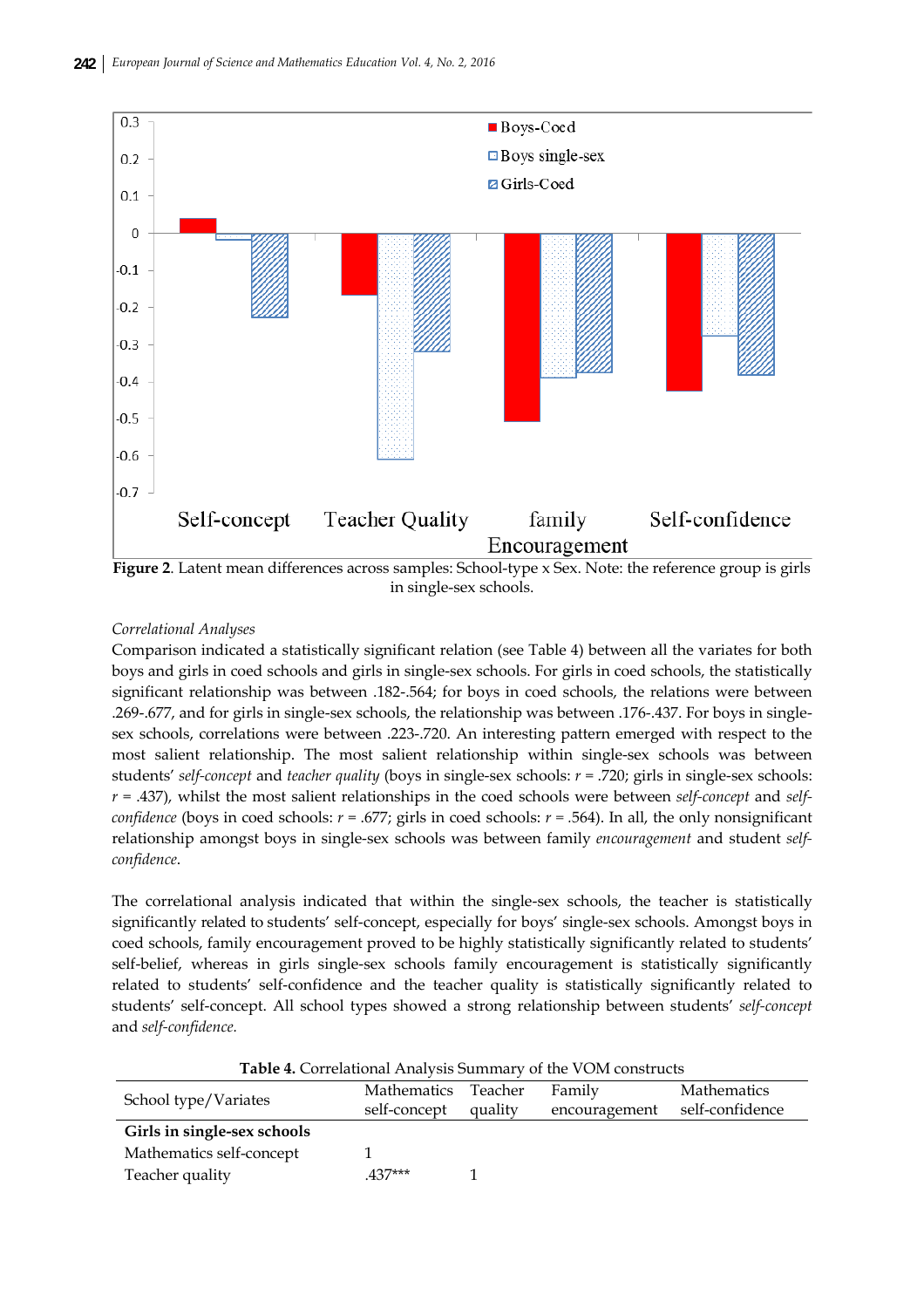**Figure 2**. Latent mean differences across samples: School-type x Sex. Note: the reference group is girls in single-sex schools.

*Correlational Analyses*

Comparison indicated a statistically significant relation (see Table 4) between all the variates for both boys and girls in coed schools and girls in single-sex schools. For girls in coed schools, the statistically significant relationship was between .182-.564; for boys in coed schools, the relations were between .269-.677, and for girls in single-sex schools, the relationship was between .176-.437. For boys in single-sex schools, correlations were between .223-.720. An interesting pattern emerged with respect to the most salient relationship. The most salient relationship within single-sex schools was between students' *self-concept* and *teacher quality* (boys in single-sex schools: $r$ = .720; girls in single-sex schools: $r$ = .437), whilst the most salient relationships in the coed schools were between *self-concept* and *self-confidence* (boys in coed schools: $r$ = .677; girls in coed schools: $r$ = .564). In all, the only nonsignificant relationship amongst boys in single-sex schools was between family *encouragement* and student *self-confidence*.

The correlational analysis indicated that within the single-sex schools, the teacher is statistically significantly related to students' self-concept, especially for boys' single-sex schools. Amongst boys in coed schools, family encouragement proved to be highly statistically significantly related to students' self-belief, whereas in girls single-sex schools family encouragement is statistically significantly related to students' self-confidence and the teacher quality is statistically significantly related to students' self-concept. All school types showed a strong relationship between students' *self-concept* and *self-confidence.*

**Table 4.** Correlational Analysis Summary of the VOM constructs

| School type/Variates | Mathematics self-concept | Teacher quality | Family encouragement | Mathematics self-confidence |
|---|---|---|---|---|
| **Girls in single-sex schools** | | | | |
| Mathematics self-concept | 1 | | | |
| Teacher quality | .437*** | 1 | | |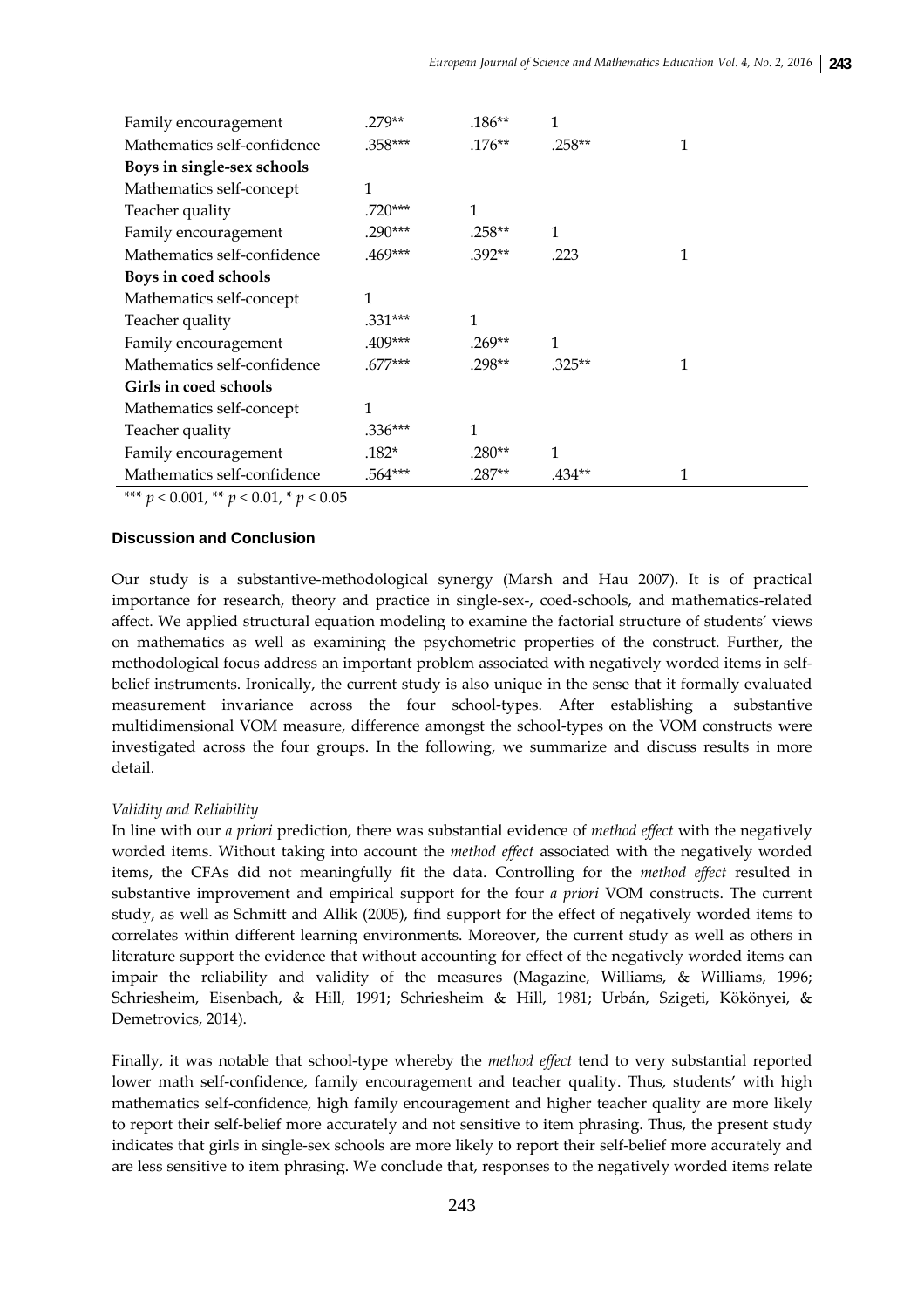| | | | | |
|---|---|---|---|---|
| Family encouragement | .279** | .186** | 1 | |
| Mathematics self-confidence | .358*** | .176** | .258** | 1 |
| **Boys in single-sex schools** | | | | |
| Mathematics self-concept | 1 | | | |
| Teacher quality | .720*** | 1 | | |
| Family encouragement | .290*** | .258** | 1 | |
| Mathematics self-confidence | .469*** | .392** | .223 | 1 |
| **Boys in coed schools** | | | | |
| Mathematics self-concept | 1 | | | |
| Teacher quality | .331*** | 1 | | |
| Family encouragement | .409*** | .269** | 1 | |
| Mathematics self-confidence | .677*** | .298** | .325** | 1 |
| **Girls in coed schools** | | | | |
| Mathematics self-concept | 1 | | | |
| Teacher quality | .336*** | 1 | | |
| Family encouragement | .182* | .280** | 1 | |
| Mathematics self-confidence | .564*** | .287** | .434** | 1 |

*** $p < 0.001$, ** $p < 0.01$, * $p < 0.05$

### Discussion and Conclusion

Our study is a substantive-methodological synergy (Marsh and Hau 2007). It is of practical importance for research, theory and practice in single-sex-, coed-schools, and mathematics-related affect. We applied structural equation modeling to examine the factorial structure of students' views on mathematics as well as examining the psychometric properties of the construct. Further, the methodological focus address an important problem associated with negatively worded items in self-belief instruments. Ironically, the current study is also unique in the sense that it formally evaluated measurement invariance across the four school-types. After establishing a substantive multidimensional VOM measure, difference amongst the school-types on the VOM constructs were investigated across the four groups. In the following, we summarize and discuss results in more detail.

*Validity and Reliability*

In line with our *a priori* prediction, there was substantial evidence of *method effect* with the negatively worded items. Without taking into account the *method effect* associated with the negatively worded items, the CFAs did not meaningfully fit the data. Controlling for the *method effect* resulted in substantive improvement and empirical support for the four *a priori* VOM constructs. The current study, as well as Schmitt and Allik (2005), find support for the effect of negatively worded items to correlates within different learning environments. Moreover, the current study as well as others in literature support the evidence that without accounting for effect of the negatively worded items can impair the reliability and validity of the measures (Magazine, Williams, & Williams, 1996; Schriesheim, Eisenbach, & Hill, 1991; Schriesheim & Hill, 1981; Urbán, Szigeti, Kökönyei, & Demetrovics, 2014).

Finally, it was notable that school-type whereby the *method effect* tend to very substantial reported lower math self-confidence, family encouragement and teacher quality. Thus, students' with high mathematics self-confidence, high family encouragement and higher teacher quality are more likely to report their self-belief more accurately and not sensitive to item phrasing. Thus, the present study indicates that girls in single-sex schools are more likely to report their self-belief more accurately and are less sensitive to item phrasing. We conclude that, responses to the negatively worded items relate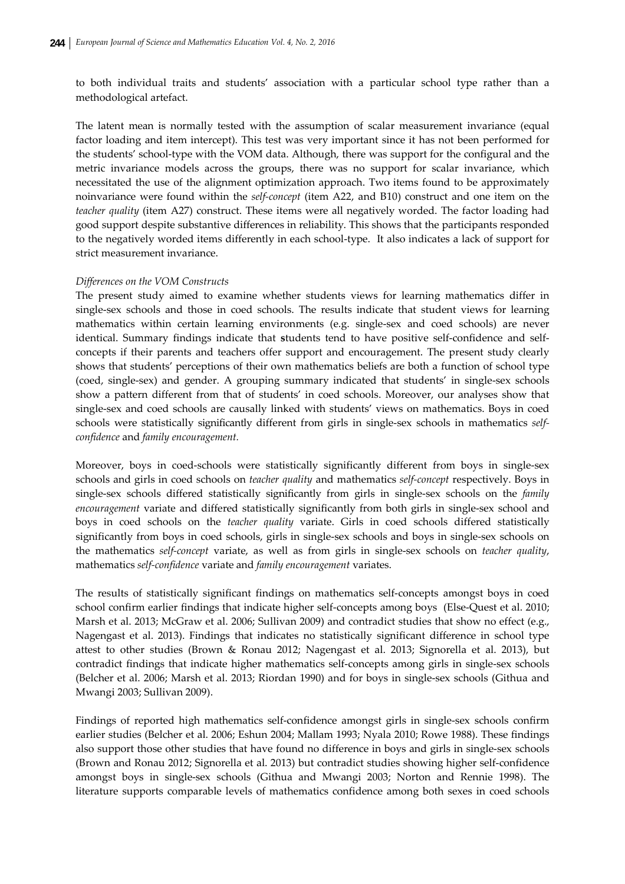to both individual traits and students' association with a particular school type rather than a methodological artefact.

The latent mean is normally tested with the assumption of scalar measurement invariance (equal factor loading and item intercept). This test was very important since it has not been performed for the students' school-type with the VOM data. Although, there was support for the configural and the metric invariance models across the groups, there was no support for scalar invariance, which necessitated the use of the alignment optimization approach. Two items found to be approximately noinvariance were found within the *self-concept* (item A22, and B10) construct and one item on the *teacher quality* (item A27) construct. These items were all negatively worded. The factor loading had good support despite substantive differences in reliability. This shows that the participants responded to the negatively worded items differently in each school-type. It also indicates a lack of support for strict measurement invariance.

*Differences on the VOM Constructs*

The present study aimed to examine whether students views for learning mathematics differ in single-sex schools and those in coed schools. The results indicate that student views for learning mathematics within certain learning environments (e.g. single-sex and coed schools) are never identical. Summary findings indicate that **s**tudents tend to have positive self-confidence and self-concepts if their parents and teachers offer support and encouragement. The present study clearly shows that students' perceptions of their own mathematics beliefs are both a function of school type (coed, single-sex) and gender. A grouping summary indicated that students' in single-sex schools show a pattern different from that of students' in coed schools. Moreover, our analyses show that single-sex and coed schools are causally linked with students' views on mathematics. Boys in coed schools were statistically significantly different from girls in single-sex schools in mathematics *self-confidence* and *family encouragement*.

Moreover, boys in coed-schools were statistically significantly different from boys in single-sex schools and girls in coed schools on *teacher quality* and mathematics *self-concept* respectively. Boys in single-sex schools differed statistically significantly from girls in single-sex schools on the *family encouragement* variate and differed statistically significantly from both girls in single-sex school and boys in coed schools on the *teacher quality* variate. Girls in coed schools differed statistically significantly from boys in coed schools, girls in single-sex schools and boys in single-sex schools on the mathematics *self-concept* variate, as well as from girls in single-sex schools on *teacher quality*, mathematics *self-confidence* variate and *family encouragement* variates.

The results of statistically significant findings on mathematics self-concepts amongst boys in coed school confirm earlier findings that indicate higher self-concepts among boys (Else-Quest et al. 2010; Marsh et al. 2013; McGraw et al. 2006; Sullivan 2009) and contradict studies that show no effect (e.g., Nagengast et al. 2013). Findings that indicates no statistically significant difference in school type attest to other studies (Brown & Ronau 2012; Nagengast et al. 2013; Signorella et al. 2013), but contradict findings that indicate higher mathematics self-concepts among girls in single-sex schools (Belcher et al. 2006; Marsh et al. 2013; Riordan 1990) and for boys in single-sex schools (Githua and Mwangi 2003; Sullivan 2009).

Findings of reported high mathematics self-confidence amongst girls in single-sex schools confirm earlier studies (Belcher et al. 2006; Eshun 2004; Mallam 1993; Nyala 2010; Rowe 1988). These findings also support those other studies that have found no difference in boys and girls in single-sex schools (Brown and Ronau 2012; Signorella et al. 2013) but contradict studies showing higher self-confidence amongst boys in single-sex schools (Githua and Mwangi 2003; Norton and Rennie 1998). The literature supports comparable levels of mathematics confidence among both sexes in coed schools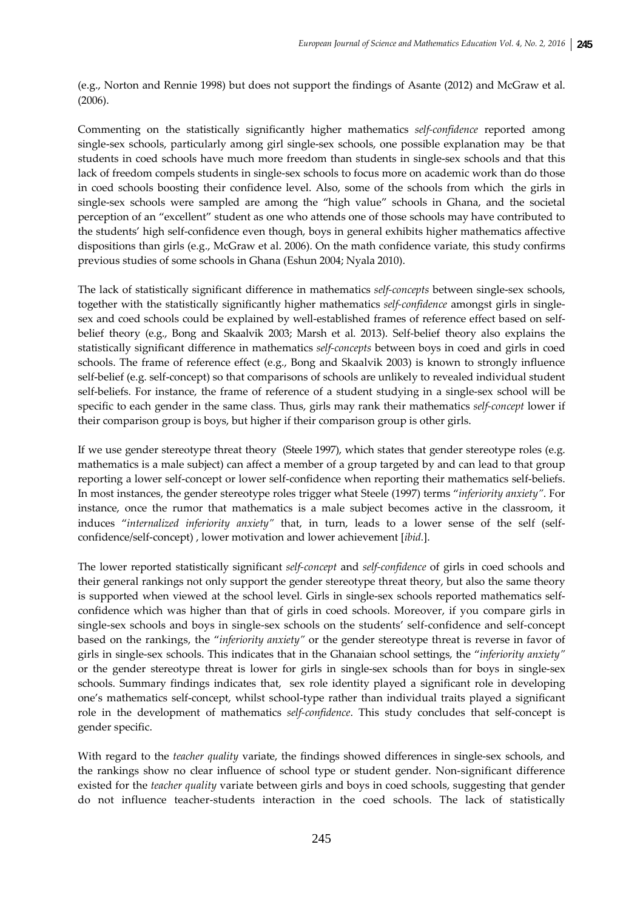(e.g., Norton and Rennie 1998) but does not support the findings of Asante (2012) and McGraw et al. (2006).

Commenting on the statistically significantly higher mathematics *self-confidence* reported among single-sex schools, particularly among girl single-sex schools, one possible explanation may be that students in coed schools have much more freedom than students in single-sex schools and that this lack of freedom compels students in single-sex schools to focus more on academic work than do those in coed schools boosting their confidence level. Also, some of the schools from which the girls in single-sex schools were sampled are among the "high value" schools in Ghana, and the societal perception of an "excellent" student as one who attends one of those schools may have contributed to the students' high self-confidence even though, boys in general exhibits higher mathematics affective dispositions than girls (e.g., McGraw et al. 2006). On the math confidence variate, this study confirms previous studies of some schools in Ghana (Eshun 2004; Nyala 2010).

The lack of statistically significant difference in mathematics *self-concepts* between single-sex schools, together with the statistically significantly higher mathematics *self-confidence* amongst girls in single-sex and coed schools could be explained by well-established frames of reference effect based on self-belief theory (e.g., Bong and Skaalvik 2003; Marsh et al. 2013). Self-belief theory also explains the statistically significant difference in mathematics *self-concepts* between boys in coed and girls in coed schools. The frame of reference effect (e.g., Bong and Skaalvik 2003) is known to strongly influence self-belief (e.g. self-concept) so that comparisons of schools are unlikely to revealed individual student self-beliefs. For instance, the frame of reference of a student studying in a single-sex school will be specific to each gender in the same class. Thus, girls may rank their mathematics *self-concept* lower if their comparison group is boys, but higher if their comparison group is other girls.

If we use gender stereotype threat theory (Steele 1997), which states that gender stereotype roles (e.g. mathematics is a male subject) can affect a member of a group targeted by and can lead to that group reporting a lower self-concept or lower self-confidence when reporting their mathematics self-beliefs. In most instances, the gender stereotype roles trigger what Steele (1997) terms "*inferiority anxiety"*. For instance, once the rumor that mathematics is a male subject becomes active in the classroom, it induces "*internalized inferiority anxiety"* that, in turn, leads to a lower sense of the self (self-confidence/self-concept) , lower motivation and lower achievement [*ibid.*].

The lower reported statistically significant *self-concept* and *self-confidence* of girls in coed schools and their general rankings not only support the gender stereotype threat theory, but also the same theory is supported when viewed at the school level. Girls in single-sex schools reported mathematics self-confidence which was higher than that of girls in coed schools. Moreover, if you compare girls in single-sex schools and boys in single-sex schools on the students' self-confidence and self-concept based on the rankings, the "*inferiority anxiety"* or the gender stereotype threat is reverse in favor of girls in single-sex schools. This indicates that in the Ghanaian school settings, the "*inferiority anxiety"* or the gender stereotype threat is lower for girls in single-sex schools than for boys in single-sex schools. Summary findings indicates that, sex role identity played a significant role in developing one's mathematics self-concept, whilst school-type rather than individual traits played a significant role in the development of mathematics *self-confidence*. This study concludes that self-concept is gender specific.

With regard to the *teacher quality* variate, the findings showed differences in single-sex schools, and the rankings show no clear influence of school type or student gender. Non-significant difference existed for the *teacher quality* variate between girls and boys in coed schools, suggesting that gender do not influence teacher-students interaction in the coed schools. The lack of statistically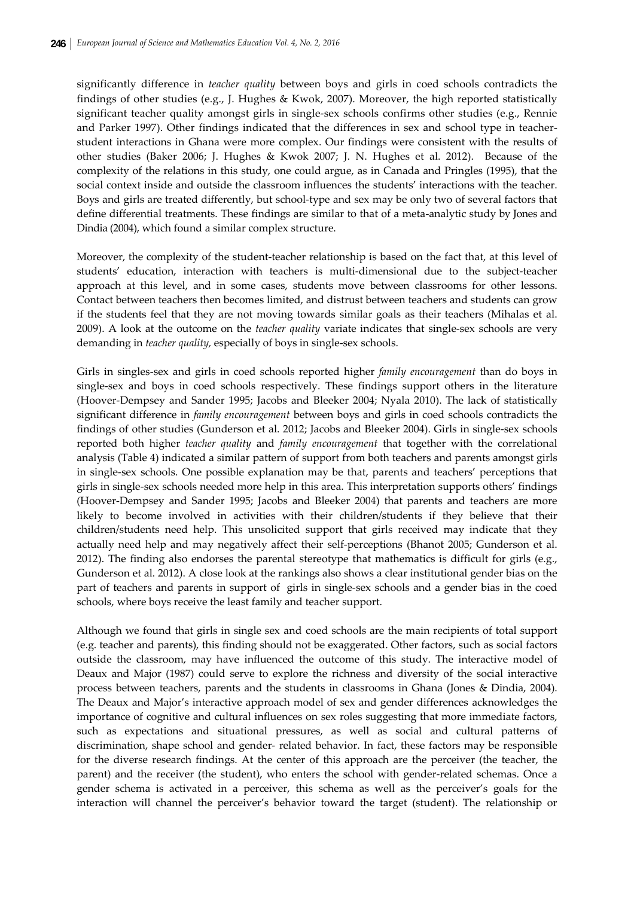significantly difference in *teacher quality* between boys and girls in coed schools contradicts the findings of other studies (e.g., J. Hughes & Kwok, 2007). Moreover, the high reported statistically significant teacher quality amongst girls in single-sex schools confirms other studies (e.g., Rennie and Parker 1997). Other findings indicated that the differences in sex and school type in teacher-student interactions in Ghana were more complex. Our findings were consistent with the results of other studies (Baker 2006; J. Hughes & Kwok 2007; J. N. Hughes et al. 2012). Because of the complexity of the relations in this study, one could argue, as in Canada and Pringles (1995), that the social context inside and outside the classroom influences the students' interactions with the teacher. Boys and girls are treated differently, but school-type and sex may be only two of several factors that define differential treatments. These findings are similar to that of a meta-analytic study by Jones and Dindia (2004), which found a similar complex structure.

Moreover, the complexity of the student-teacher relationship is based on the fact that, at this level of students' education, interaction with teachers is multi-dimensional due to the subject-teacher approach at this level, and in some cases, students move between classrooms for other lessons. Contact between teachers then becomes limited, and distrust between teachers and students can grow if the students feel that they are not moving towards similar goals as their teachers (Mihalas et al. 2009). A look at the outcome on the *teacher quality* variate indicates that single-sex schools are very demanding in *teacher quality*, especially of boys in single-sex schools.

Girls in singles-sex and girls in coed schools reported higher *family encouragement* than do boys in single-sex and boys in coed schools respectively. These findings support others in the literature (Hoover-Dempsey and Sander 1995; Jacobs and Bleeker 2004; Nyala 2010). The lack of statistically significant difference in *family encouragement* between boys and girls in coed schools contradicts the findings of other studies (Gunderson et al. 2012; Jacobs and Bleeker 2004). Girls in single-sex schools reported both higher *teacher quality* and *family encouragement* that together with the correlational analysis (Table 4) indicated a similar pattern of support from both teachers and parents amongst girls in single-sex schools. One possible explanation may be that, parents and teachers' perceptions that girls in single-sex schools needed more help in this area. This interpretation supports others' findings (Hoover-Dempsey and Sander 1995; Jacobs and Bleeker 2004) that parents and teachers are more likely to become involved in activities with their children/students if they believe that their children/students need help. This unsolicited support that girls received may indicate that they actually need help and may negatively affect their self-perceptions (Bhanot 2005; Gunderson et al. 2012). The finding also endorses the parental stereotype that mathematics is difficult for girls (e.g., Gunderson et al. 2012). A close look at the rankings also shows a clear institutional gender bias on the part of teachers and parents in support of girls in single-sex schools and a gender bias in the coed schools, where boys receive the least family and teacher support.

Although we found that girls in single sex and coed schools are the main recipients of total support (e.g. teacher and parents), this finding should not be exaggerated. Other factors, such as social factors outside the classroom, may have influenced the outcome of this study. The interactive model of Deaux and Major (1987) could serve to explore the richness and diversity of the social interactive process between teachers, parents and the students in classrooms in Ghana (Jones & Dindia, 2004). The Deaux and Major's interactive approach model of sex and gender differences acknowledges the importance of cognitive and cultural influences on sex roles suggesting that more immediate factors, such as expectations and situational pressures, as well as social and cultural patterns of discrimination, shape school and gender- related behavior. In fact, these factors may be responsible for the diverse research findings. At the center of this approach are the perceiver (the teacher, the parent) and the receiver (the student), who enters the school with gender-related schemas. Once a gender schema is activated in a perceiver, this schema as well as the perceiver's goals for the interaction will channel the perceiver's behavior toward the target (student). The relationship or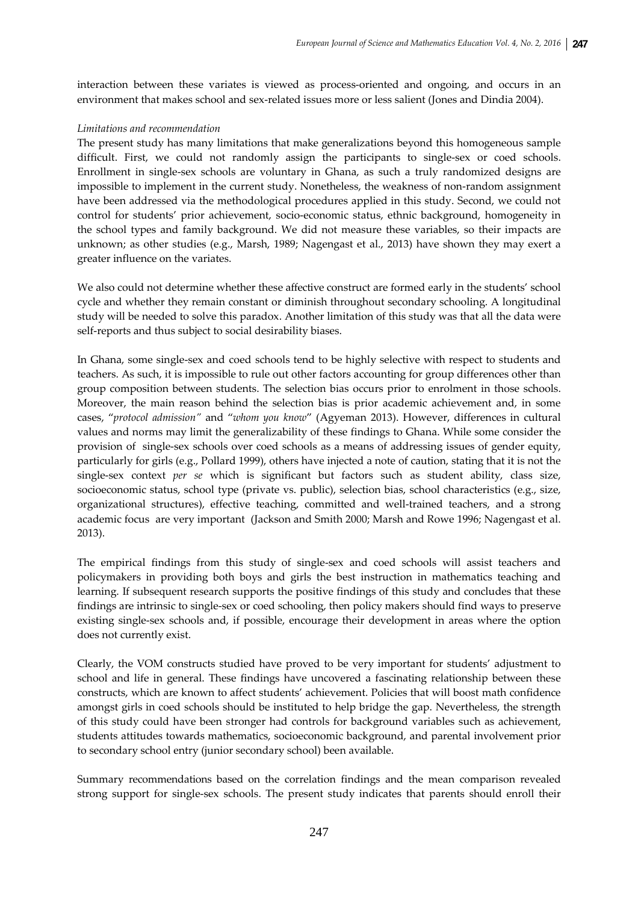interaction between these variates is viewed as process-oriented and ongoing, and occurs in an environment that makes school and sex-related issues more or less salient (Jones and Dindia 2004).

*Limitations and recommendation*

The present study has many limitations that make generalizations beyond this homogeneous sample difficult. First, we could not randomly assign the participants to single-sex or coed schools. Enrollment in single-sex schools are voluntary in Ghana, as such a truly randomized designs are impossible to implement in the current study. Nonetheless, the weakness of non-random assignment have been addressed via the methodological procedures applied in this study. Second, we could not control for students' prior achievement, socio-economic status, ethnic background, homogeneity in the school types and family background. We did not measure these variables, so their impacts are unknown; as other studies (e.g., Marsh, 1989; Nagengast et al., 2013) have shown they may exert a greater influence on the variates.

We also could not determine whether these affective construct are formed early in the students' school cycle and whether they remain constant or diminish throughout secondary schooling. A longitudinal study will be needed to solve this paradox. Another limitation of this study was that all the data were self-reports and thus subject to social desirability biases.

In Ghana, some single-sex and coed schools tend to be highly selective with respect to students and teachers. As such, it is impossible to rule out other factors accounting for group differences other than group composition between students. The selection bias occurs prior to enrolment in those schools. Moreover, the main reason behind the selection bias is prior academic achievement and, in some cases, "*protocol admission*" and "*whom you know*" (Agyeman 2013). However, differences in cultural values and norms may limit the generalizability of these findings to Ghana. While some consider the provision of single-sex schools over coed schools as a means of addressing issues of gender equity, particularly for girls (e.g., Pollard 1999), others have injected a note of caution, stating that it is not the single-sex context *per se* which is significant but factors such as student ability, class size, socioeconomic status, school type (private vs. public), selection bias, school characteristics (e.g., size, organizational structures), effective teaching, committed and well-trained teachers, and a strong academic focus are very important (Jackson and Smith 2000; Marsh and Rowe 1996; Nagengast et al. 2013).

The empirical findings from this study of single-sex and coed schools will assist teachers and policymakers in providing both boys and girls the best instruction in mathematics teaching and learning. If subsequent research supports the positive findings of this study and concludes that these findings are intrinsic to single-sex or coed schooling, then policy makers should find ways to preserve existing single-sex schools and, if possible, encourage their development in areas where the option does not currently exist.

Clearly, the VOM constructs studied have proved to be very important for students' adjustment to school and life in general. These findings have uncovered a fascinating relationship between these constructs, which are known to affect students' achievement. Policies that will boost math confidence amongst girls in coed schools should be instituted to help bridge the gap. Nevertheless, the strength of this study could have been stronger had controls for background variables such as achievement, students attitudes towards mathematics, socioeconomic background, and parental involvement prior to secondary school entry (junior secondary school) been available.

Summary recommendations based on the correlation findings and the mean comparison revealed strong support for single-sex schools. The present study indicates that parents should enroll their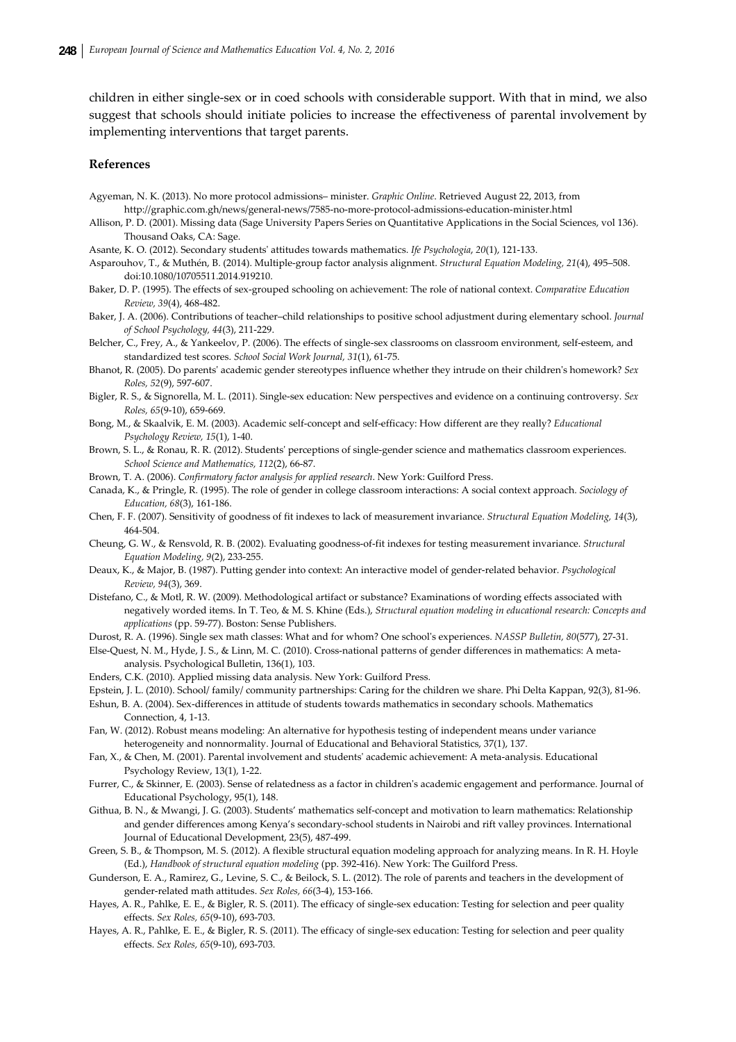children in either single-sex or in coed schools with considerable support. With that in mind, we also suggest that schools should initiate policies to increase the effectiveness of parental involvement by implementing interventions that target parents.

## References

Agyeman, N. K. (2013). No more protocol admissions– minister. *Graphic Online*. Retrieved August 22, 2013, from http://graphic.com.gh/news/general-news/7585-no-more-protocol-admissions-education-minister.html

Allison, P. D. (2001). Missing data (Sage University Papers Series on Quantitative Applications in the Social Sciences, vol 136). Thousand Oaks, CA: Sage.

Asante, K. O. (2012). Secondary students' attitudes towards mathematics. *Ife Psychologia*, *20*(1), 121-133.

Asparouhov, T., & Muthén, B. (2014). Multiple-group factor analysis alignment. *Structural Equation Modeling, 21*(4), 495–508. doi:10.1080/10705511.2014.919210.

Baker, D. P. (1995). The effects of sex-grouped schooling on achievement: The role of national context. *Comparative Education Review, 39*(4), 468-482.

Baker, J. A. (2006). Contributions of teacher–child relationships to positive school adjustment during elementary school. *Journal of School Psychology, 44*(3), 211-229.

Belcher, C., Frey, A., & Yankeelov, P. (2006). The effects of single-sex classrooms on classroom environment, self-esteem, and standardized test scores. *School Social Work Journal, 31*(1), 61-75.

Bhanot, R. (2005). Do parents' academic gender stereotypes influence whether they intrude on their children's homework? *Sex Roles, 52*(9), 597-607.

Bigler, R. S., & Signorella, M. L. (2011). Single-sex education: New perspectives and evidence on a continuing controversy. *Sex Roles, 65*(9-10), 659-669.

Bong, M., & Skaalvik, E. M. (2003). Academic self-concept and self-efficacy: How different are they really? *Educational Psychology Review, 15*(1), 1-40.

Brown, S. L., & Ronau, R. R. (2012). Students' perceptions of single-gender science and mathematics classroom experiences. *School Science and Mathematics, 112*(2), 66-87.

Brown, T. A. (2006). *Confirmatory factor analysis for applied research*. New York: Guilford Press.

Canada, K., & Pringle, R. (1995). The role of gender in college classroom interactions: A social context approach. *Sociology of Education, 68*(3), 161-186.

Chen, F. F. (2007). Sensitivity of goodness of fit indexes to lack of measurement invariance. *Structural Equation Modeling, 14*(3), 464-504.

Cheung, G. W., & Rensvold, R. B. (2002). Evaluating goodness-of-fit indexes for testing measurement invariance. *Structural Equation Modeling, 9*(2), 233-255.

Deaux, K., & Major, B. (1987). Putting gender into context: An interactive model of gender-related behavior. *Psychological Review, 94*(3), 369.

Distefano, C., & Motl, R. W. (2009). Methodological artifact or substance? Examinations of wording effects associated with negatively worded items. In T. Teo, & M. S. Khine (Eds.), *Structural equation modeling in educational research: Concepts and applications* (pp. 59-77). Boston: Sense Publishers.

Durost, R. A. (1996). Single sex math classes: What and for whom? One school's experiences. *NASSP Bulletin, 80*(577), 27-31.

Else-Quest, N. M., Hyde, J. S., & Linn, M. C. (2010). Cross-national patterns of gender differences in mathematics: A meta-analysis. Psychological Bulletin, 136(1), 103.

Enders, C.K. (2010). Applied missing data analysis. New York: Guilford Press.

Epstein, J. L. (2010). School/ family/ community partnerships: Caring for the children we share. Phi Delta Kappan, 92(3), 81-96.

Eshun, B. A. (2004). Sex-differences in attitude of students towards mathematics in secondary schools. Mathematics Connection, 4, 1-13.

Fan, W. (2012). Robust means modeling: An alternative for hypothesis testing of independent means under variance heterogeneity and nonnormality. Journal of Educational and Behavioral Statistics, 37(1), 137.

Fan, X., & Chen, M. (2001). Parental involvement and students' academic achievement: A meta-analysis. Educational Psychology Review, 13(1), 1-22.

Furrer, C., & Skinner, E. (2003). Sense of relatedness as a factor in children's academic engagement and performance. Journal of Educational Psychology, 95(1), 148.

Githua, B. N., & Mwangi, J. G. (2003). Students' mathematics self-concept and motivation to learn mathematics: Relationship and gender differences among Kenya's secondary-school students in Nairobi and rift valley provinces. International Journal of Educational Development, 23(5), 487-499.

Green, S. B., & Thompson, M. S. (2012). A flexible structural equation modeling approach for analyzing means. In R. H. Hoyle (Ed.), *Handbook of structural equation modeling* (pp. 392-416). New York: The Guilford Press.

Gunderson, E. A., Ramirez, G., Levine, S. C., & Beilock, S. L. (2012). The role of parents and teachers in the development of gender-related math attitudes. *Sex Roles, 66*(3-4), 153-166.

Hayes, A. R., Pahlke, E. E., & Bigler, R. S. (2011). The efficacy of single-sex education: Testing for selection and peer quality effects. *Sex Roles, 65*(9-10), 693-703.

Hayes, A. R., Pahlke, E. E., & Bigler, R. S. (2011). The efficacy of single-sex education: Testing for selection and peer quality effects. *Sex Roles, 65*(9-10), 693-703.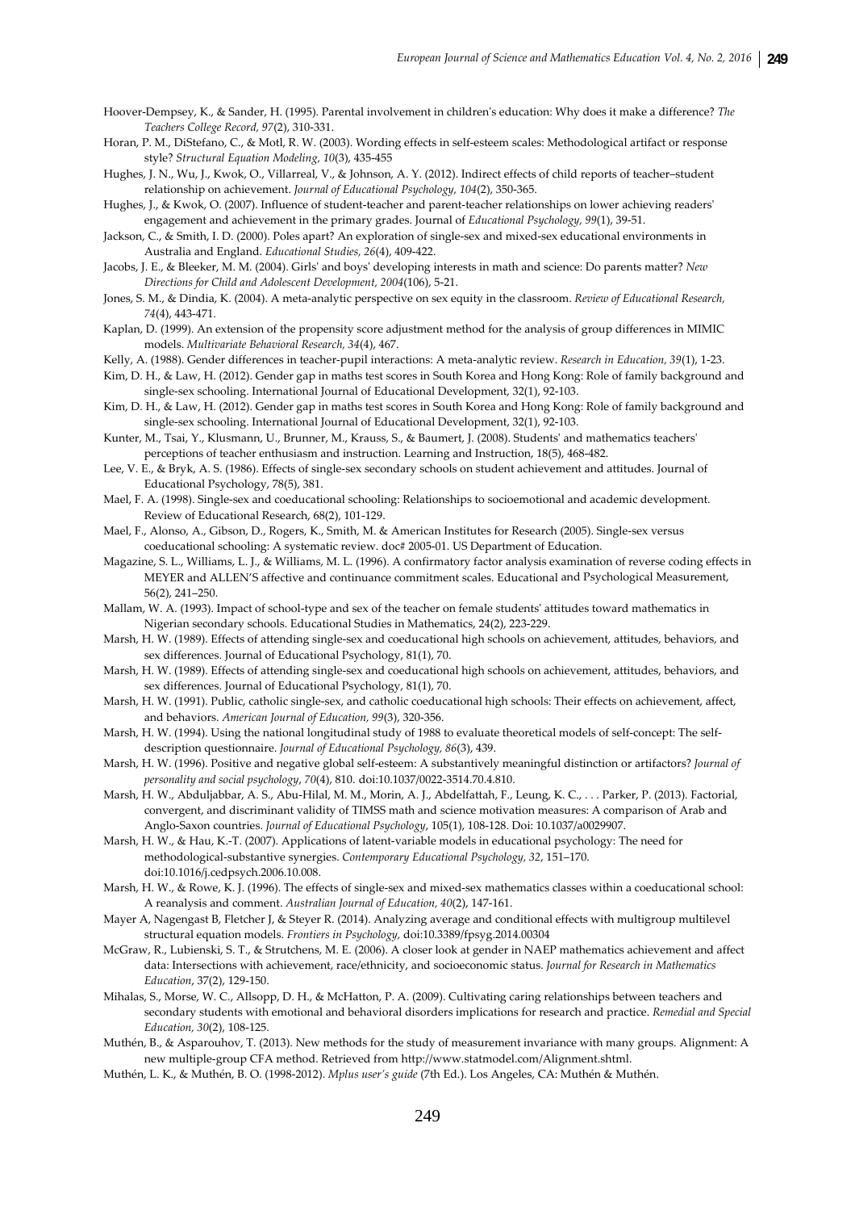Hoover-Dempsey, K., & Sander, H. (1995). Parental involvement in children's education: Why does it make a difference? *The Teachers College Record, 97*(2), 310-331.

Horan, P. M., DiStefano, C., & Motl, R. W. (2003). Wording effects in self-esteem scales: Methodological artifact or response style? *Structural Equation Modeling, 10*(3), 435-455

Hughes, J. N., Wu, J., Kwok, O., Villarreal, V., & Johnson, A. Y. (2012). Indirect effects of child reports of teacher–student relationship on achievement. *Journal of Educational Psychology, 104*(2), 350-365.

Hughes, J., & Kwok, O. (2007). Influence of student-teacher and parent-teacher relationships on lower achieving readers' engagement and achievement in the primary grades. Journal of *Educational Psychology, 99*(1), 39-51.

Jackson, C., & Smith, I. D. (2000). Poles apart? An exploration of single-sex and mixed-sex educational environments in Australia and England. *Educational Studies, 26*(4), 409-422.

Jacobs, J. E., & Bleeker, M. M. (2004). Girls' and boys' developing interests in math and science: Do parents matter? *New Directions for Child and Adolescent Development, 2004*(106), 5-21.

Jones, S. M., & Dindia, K. (2004). A meta-analytic perspective on sex equity in the classroom. *Review of Educational Research, 74*(4), 443-471.

Kaplan, D. (1999). An extension of the propensity score adjustment method for the analysis of group differences in MIMIC models. *Multivariate Behavioral Research, 34*(4), 467.

Kelly, A. (1988). Gender differences in teacher-pupil interactions: A meta-analytic review. *Research in Education, 39*(1), 1-23.

Kim, D. H., & Law, H. (2012). Gender gap in maths test scores in South Korea and Hong Kong: Role of family background and single-sex schooling. International Journal of Educational Development, 32(1), 92-103.

Kim, D. H., & Law, H. (2012). Gender gap in maths test scores in South Korea and Hong Kong: Role of family background and single-sex schooling. International Journal of Educational Development, 32(1), 92-103.

Kunter, M., Tsai, Y., Klusmann, U., Brunner, M., Krauss, S., & Baumert, J. (2008). Students' and mathematics teachers' perceptions of teacher enthusiasm and instruction. Learning and Instruction, 18(5), 468-482.

Lee, V. E., & Bryk, A. S. (1986). Effects of single-sex secondary schools on student achievement and attitudes. Journal of Educational Psychology, 78(5), 381.

Mael, F. A. (1998). Single-sex and coeducational schooling: Relationships to socioemotional and academic development. Review of Educational Research, 68(2), 101-129.

Mael, F., Alonso, A., Gibson, D., Rogers, K., Smith, M. & American Institutes for Research (2005). Single-sex versus coeducational schooling: A systematic review. doc# 2005-01. US Department of Education.

Magazine, S. L., Williams, L. J., & Williams, M. L. (1996). A confirmatory factor analysis examination of reverse coding effects in MEYER and ALLEN'S affective and continuance commitment scales. Educational and Psychological Measurement, 56(2), 241–250.

Mallam, W. A. (1993). Impact of school-type and sex of the teacher on female students' attitudes toward mathematics in Nigerian secondary schools. Educational Studies in Mathematics, 24(2), 223-229.

Marsh, H. W. (1989). Effects of attending single-sex and coeducational high schools on achievement, attitudes, behaviors, and sex differences. Journal of Educational Psychology, 81(1), 70.

Marsh, H. W. (1989). Effects of attending single-sex and coeducational high schools on achievement, attitudes, behaviors, and sex differences. Journal of Educational Psychology, 81(1), 70.

Marsh, H. W. (1991). Public, catholic single-sex, and catholic coeducational high schools: Their effects on achievement, affect, and behaviors. *American Journal of Education, 99*(3), 320-356.

Marsh, H. W. (1994). Using the national longitudinal study of 1988 to evaluate theoretical models of self-concept: The self-description questionnaire. *Journal of Educational Psychology, 86*(3), 439.

Marsh, H. W. (1996). Positive and negative global self-esteem: A substantively meaningful distinction or artifactors? *Journal of personality and social psychology*, *70*(4), 810. doi:10.1037/0022-3514.70.4.810.

Marsh, H. W., Abduljabbar, A. S., Abu-Hilal, M. M., Morin, A. J., Abdelfattah, F., Leung, K. C., . . . Parker, P. (2013). Factorial, convergent, and discriminant validity of TIMSS math and science motivation measures: A comparison of Arab and Anglo-Saxon countries. *Journal of Educational Psychology*, 105(1), 108-128. Doi: 10.1037/a0029907.

Marsh, H. W., & Hau, K.-T. (2007). Applications of latent-variable models in educational psychology: The need for methodological-substantive synergies. *Contemporary Educational Psychology, 32*, 151–170. doi:10.1016/j.cedpsych.2006.10.008.

Marsh, H. W., & Rowe, K. J. (1996). The effects of single-sex and mixed-sex mathematics classes within a coeducational school: A reanalysis and comment. *Australian Journal of Education, 40*(2), 147-161.

Mayer A, Nagengast B, Fletcher J, & Steyer R. (2014). Analyzing average and conditional effects with multigroup multilevel structural equation models. *Frontiers in Psychology,* doi:10.3389/fpsyg.2014.00304

McGraw, R., Lubienski, S. T., & Strutchens, M. E. (2006). A closer look at gender in NAEP mathematics achievement and affect data: Intersections with achievement, race/ethnicity, and socioeconomic status. *Journal for Research in Mathematics Education*, 37(2), 129-150.

Mihalas, S., Morse, W. C., Allsopp, D. H., & McHatton, P. A. (2009). Cultivating caring relationships between teachers and secondary students with emotional and behavioral disorders implications for research and practice. *Remedial and Special Education, 30*(2), 108-125.

Muthén, B., & Asparouhov, T. (2013). New methods for the study of measurement invariance with many groups. Alignment: A new multiple-group CFA method. Retrieved from http://www.statmodel.com/Alignment.shtml.

Muthén, L. K., & Muthén, B. O. (1998-2012). *Mplus user's guide* (7th Ed.). Los Angeles, CA: Muthén & Muthén.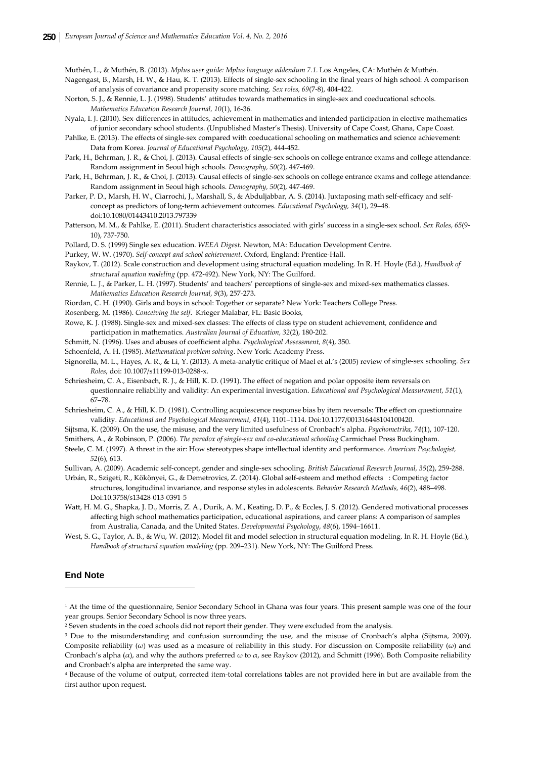Muthén, L., & Muthén, B. (2013). *Mplus user guide: Mplus language addendum 7.1*. Los Angeles, CA: Muthén & Muthén.

Nagengast, B., Marsh, H. W., & Hau, K. T. (2013). Effects of single-sex schooling in the final years of high school: A comparison of analysis of covariance and propensity score matching. *Sex roles, 69*(7-8), 404-422.

Norton, S. J., & Rennie, L. J. (1998). Students' attitudes towards mathematics in single-sex and coeducational schools. *Mathematics Education Research Journal, 10*(1), 16-36.

Nyala, I. J. (2010). Sex-differences in attitudes, achievement in mathematics and intended participation in elective mathematics of junior secondary school students. (Unpublished Master's Thesis). University of Cape Coast, Ghana, Cape Coast.

Pahlke, E. (2013). The effects of single-sex compared with coeducational schooling on mathematics and science achievement: Data from Korea. *Journal of Educational Psychology, 105*(2), 444-452.

Park, H., Behrman, J. R., & Choi, J. (2013). Causal effects of single-sex schools on college entrance exams and college attendance: Random assignment in Seoul high schools. *Demography, 50*(2), 447-469.

Park, H., Behrman, J. R., & Choi, J. (2013). Causal effects of single-sex schools on college entrance exams and college attendance: Random assignment in Seoul high schools. *Demography, 50*(2), 447-469.

Parker, P. D., Marsh, H. W., Ciarrochi, J., Marshall, S., & Abduljabbar, A. S. (2014). Juxtaposing math self-efficacy and self-concept as predictors of long-term achievement outcomes. *Educational Psychology, 34*(1), 29–48. doi:10.1080/01443410.2013.797339

Patterson, M. M., & Pahlke, E. (2011). Student characteristics associated with girls' success in a single-sex school. *Sex Roles, 65*(9-10), 737-750.

Pollard, D. S. (1999) Single sex education. *WEEA Digest.* Newton, MA: Education Development Centre.

Purkey, W. W. (1970). *Self-concept and school achievement*. Oxford, England: Prentice-Hall.

Raykov, T. (2012). Scale construction and development using structural equation modeling. In R. H. Hoyle (Ed.), *Handbook of structural equation modeling* (pp. 472-492). New York, NY: The Guilford.

Rennie, L. J., & Parker, L. H. (1997). Students' and teachers' perceptions of single-sex and mixed-sex mathematics classes. *Mathematics Education Research Journal, 9*(3), 257-273.

Riordan, C. H. (1990). Girls and boys in school: Together or separate? New York: Teachers College Press.

Rosenberg, M. (1986). *Conceiving the self.* Krieger Malabar, FL: Basic Books,

Rowe, K. J. (1988). Single-sex and mixed-sex classes: The effects of class type on student achievement, confidence and participation in mathematics. *Australian Journal of Education, 32*(2), 180-202.

Schmitt, N. (1996). Uses and abuses of coefficient alpha. *Psychological Assessment, 8*(4), 350.

Schoenfeld, A. H. (1985). *Mathematical problem solving*. New York: Academy Press.

Signorella, M. L., Hayes, A. R., & Li, Y. (2013). A meta-analytic critique of Mael et al.'s (2005) review of single-sex schooling. *Sex Roles*, doi: 10.1007/s11199-013-0288-x.

Schriesheim, C. A., Eisenbach, R. J., & Hill, K. D. (1991). The effect of negation and polar opposite item reversals on questionnaire reliability and validity: An experimental investigation. *Educational and Psychological Measurement, 51*(1), 67–78.

Schriesheim, C. A., & Hill, K. D. (1981). Controlling acquiescence response bias by item reversals: The effect on questionnaire validity. *Educational and Psychological Measurement, 41*(4), 1101–1114. Doi:10.1177/001316448104100420.

Sijtsma, K. (2009). On the use, the misuse, and the very limited usefulness of Cronbach's alpha. *Psychometrika, 74*(1), 107-120.

Smithers, A., & Robinson, P. (2006). *The paradox of single-sex and co-educational schooling* Carmichael Press Buckingham.

Steele, C. M. (1997). A threat in the air: How stereotypes shape intellectual identity and performance. *American Psychologist, 52*(6), 613.

Sullivan, A. (2009). Academic self-concept, gender and single-sex schooling. *British Educational Research Journal, 35*(2), 259-288.

Urbán, R., Szigeti, R., Kökönyei, G., & Demetrovics, Z. (2014). Global self-esteem and method effects : Competing factor structures, longitudinal invariance, and response styles in adolescents. *Behavior Research Methods, 46*(2), 488–498. Doi:10.3758/s13428-013-0391-5

Watt, H. M. G., Shapka, J. D., Morris, Z. A., Durik, A. M., Keating, D. P., & Eccles, J. S. (2012). Gendered motivational processes affecting high school mathematics participation, educational aspirations, and career plans: A comparison of samples from Australia, Canada, and the United States. *Developmental Psychology, 48*(6), 1594–16611.

West, S. G., Taylor, A. B., & Wu, W. (2012). Model fit and model selection in structural equation modeling. In R. H. Hoyle (Ed.), *Handbook of structural equation modeling* (pp. 209–231). New York, NY: The Guilford Press.

## End Note

[1] At the time of the questionnaire, Senior Secondary School in Ghana was four years. This present sample was one of the four year groups. Senior Secondary School is now three years.

[2] Seven students in the coed schools did not report their gender. They were excluded from the analysis.

[3] Due to the misunderstanding and confusion surrounding the use, and the misuse of Cronbach's alpha (Sijtsma, 2009), Composite reliability ($\omega$) was used as a measure of reliability in this study. For discussion on Composite reliability ($\omega$) and Cronbach's alpha ($\alpha$), and why the authors preferred $\omega$ to $\alpha$, see Raykov (2012), and Schmitt (1996). Both Composite reliability and Cronbach's alpha are interpreted the same way.

[4] Because of the volume of output, corrected item-total correlations tables are not provided here in but are available from the first author upon request.